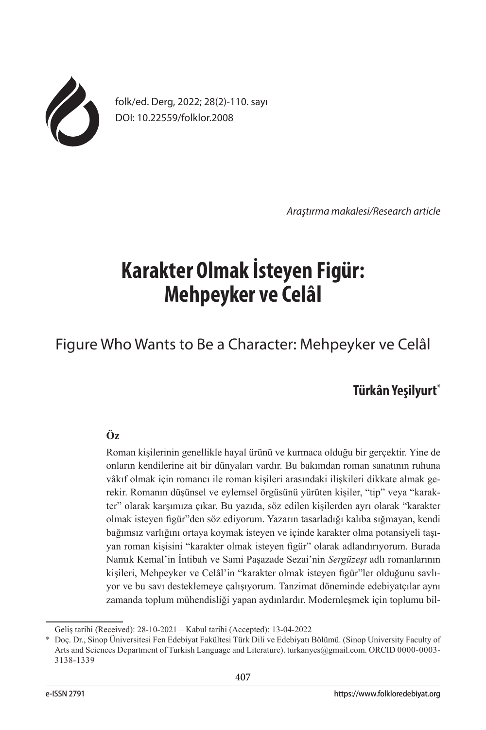folk/ed. Derg, 2022; 28(2)-110. sayı
DOI: 10.22559/folklor.2008

*Araştırma makalesi/Research article*

# Karakter Olmak İsteyen Figür: Mehpeyker ve Celâl

## Figure Who Wants to Be a Character: Mehpeyker ve Celâl

**Türkân Yeşilyurt***

**Öz**

Roman kişilerinin genellikle hayal ürünü ve kurmaca olduğu bir gerçektir. Yine de onların kendilerine ait bir dünyaları vardır. Bu bakımdan roman sanatının ruhuna vâkıf olmak için romancı ile roman kişileri arasındaki ilişkileri dikkate almak gerekir. Romanın düşünsel ve eylemsel örgüsünü yürüten kişiler, "tip" veya "karakter" olarak karşımıza çıkar. Bu yazıda, söz edilen kişilerden ayrı olarak "karakter olmak isteyen figür"den söz ediyorum. Yazarın tasarladığı kalıba sığmayan, kendi bağımsız varlığını ortaya koymak isteyen ve içinde karakter olma potansiyeli taşıyan roman kişisini "karakter olmak isteyen figür" olarak adlandırıyorum. Burada Namık Kemal'in İntibah ve Sami Paşazade Sezai'nin *Sergüzeşt* adlı romanlarının kişileri, Mehpeyker ve Celâl'in "karakter olmak isteyen figür"ler olduğunu savlıyor ve bu savı desteklemeye çalışıyorum. Tanzimat döneminde edebiyatçılar aynı zamanda toplum mühendisliği yapan aydınlardır. Modernleşmek için toplumu bil-

---

Geliş tarihi (Received): 28-10-2021 – Kabul tarihi (Accepted): 13-04-2022

\* Doç. Dr., Sinop Üniversitesi Fen Edebiyat Fakültesi Türk Dili ve Edebiyatı Bölümü. (Sinop University Faculty of Arts and Sciences Department of Turkish Language and Literature). turkanyes@gmail.com. ORCID 0000-0003-3138-1339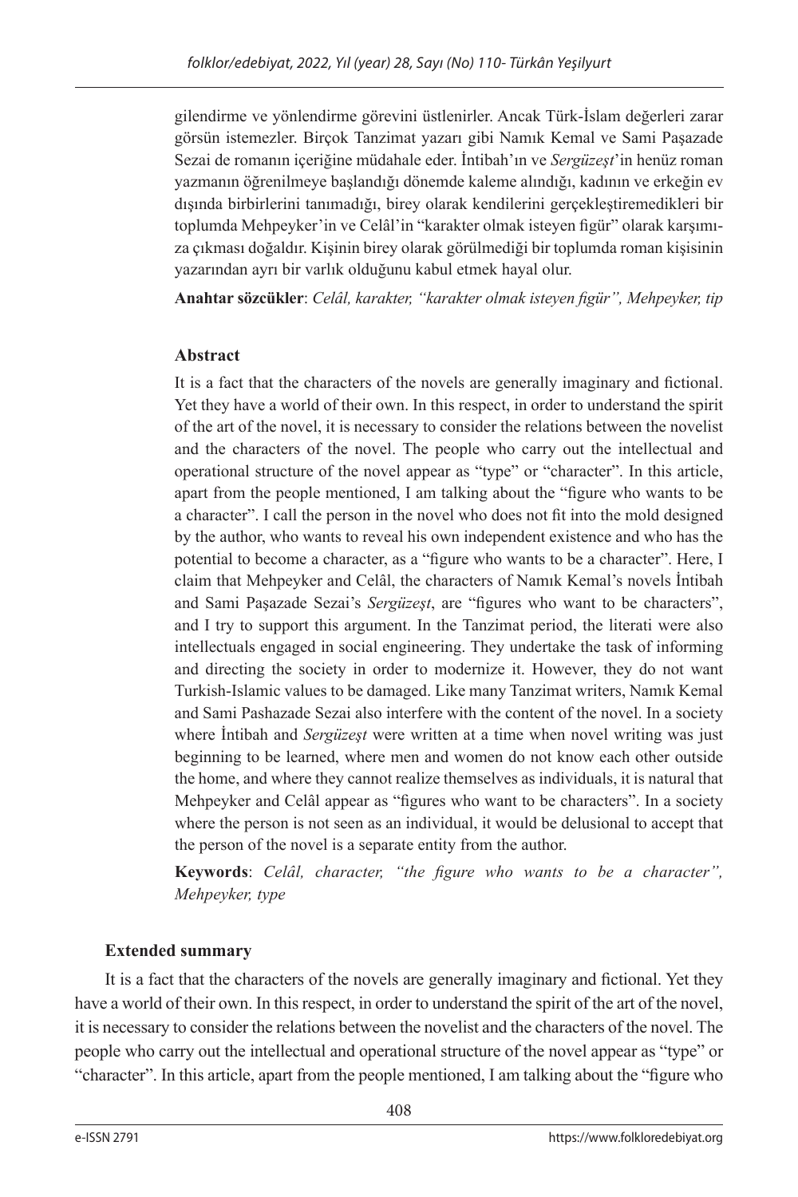gilendirme ve yönlendirme görevini üstlenirler. Ancak Türk-İslam değerleri zarar görsün istemezler. Birçok Tanzimat yazarı gibi Namık Kemal ve Sami Paşazade Sezai de romanın içeriğine müdahale eder. İntibah'ın ve *Sergüzeşt*'in henüz roman yazmanın öğrenilmeye başlandığı dönemde kaleme alındığı, kadının ve erkeğin ev dışında birbirlerini tanımadığı, birey olarak kendilerini gerçekleştiremedikleri bir toplumda Mehpeyker'in ve Celâl'in "karakter olmak isteyen figür" olarak karşımıza çıkması doğaldır. Kişinin birey olarak görülmediği bir toplumda roman kişisinin yazarından ayrı bir varlık olduğunu kabul etmek hayal olur.

**Anahtar sözcükler**: *Celâl, karakter, "karakter olmak isteyen figür", Mehpeyker, tip*

**Abstract**

It is a fact that the characters of the novels are generally imaginary and fictional. Yet they have a world of their own. In this respect, in order to understand the spirit of the art of the novel, it is necessary to consider the relations between the novelist and the characters of the novel. The people who carry out the intellectual and operational structure of the novel appear as "type" or "character". In this article, apart from the people mentioned, I am talking about the "figure who wants to be a character". I call the person in the novel who does not fit into the mold designed by the author, who wants to reveal his own independent existence and who has the potential to become a character, as a "figure who wants to be a character". Here, I claim that Mehpeyker and Celâl, the characters of Namık Kemal's novels İntibah and Sami Paşazade Sezai's *Sergüzeşt*, are "figures who want to be characters", and I try to support this argument. In the Tanzimat period, the literati were also intellectuals engaged in social engineering. They undertake the task of informing and directing the society in order to modernize it. However, they do not want Turkish-Islamic values to be damaged. Like many Tanzimat writers, Namık Kemal and Sami Pashazade Sezai also interfere with the content of the novel. In a society where İntibah and *Sergüzeşt* were written at a time when novel writing was just beginning to be learned, where men and women do not know each other outside the home, and where they cannot realize themselves as individuals, it is natural that Mehpeyker and Celâl appear as "figures who want to be characters". In a society where the person is not seen as an individual, it would be delusional to accept that the person of the novel is a separate entity from the author.

**Keywords**: *Celâl, character, "the figure who wants to be a character", Mehpeyker, type*

**Extended summary**

It is a fact that the characters of the novels are generally imaginary and fictional. Yet they have a world of their own. In this respect, in order to understand the spirit of the art of the novel, it is necessary to consider the relations between the novelist and the characters of the novel. The people who carry out the intellectual and operational structure of the novel appear as "type" or "character". In this article, apart from the people mentioned, I am talking about the "figure who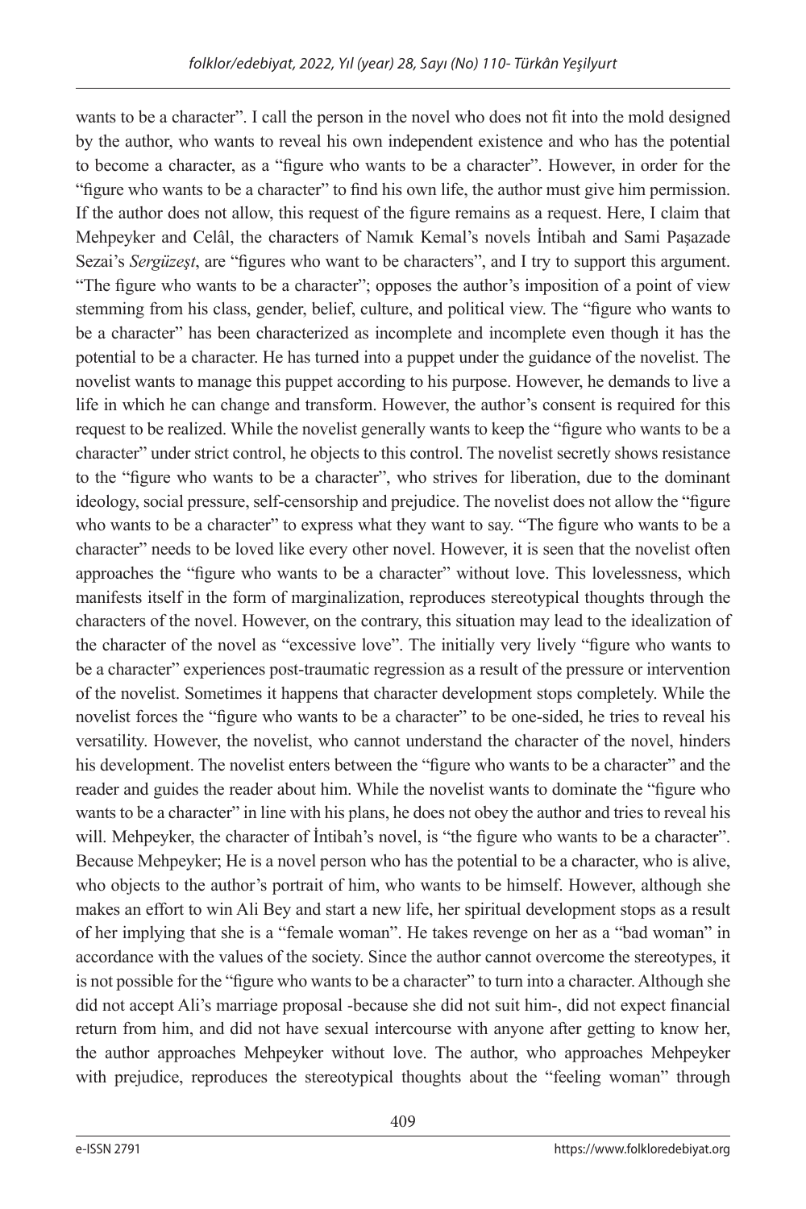wants to be a character". I call the person in the novel who does not fit into the mold designed by the author, who wants to reveal his own independent existence and who has the potential to become a character, as a "figure who wants to be a character". However, in order for the "figure who wants to be a character" to find his own life, the author must give him permission. If the author does not allow, this request of the figure remains as a request. Here, I claim that Mehpeyker and Celâl, the characters of Namık Kemal's novels İntibah and Sami Paşazade Sezai's *Sergüzeşt*, are "figures who want to be characters", and I try to support this argument. "The figure who wants to be a character"; opposes the author's imposition of a point of view stemming from his class, gender, belief, culture, and political view. The "figure who wants to be a character" has been characterized as incomplete and incomplete even though it has the potential to be a character. He has turned into a puppet under the guidance of the novelist. The novelist wants to manage this puppet according to his purpose. However, he demands to live a life in which he can change and transform. However, the author's consent is required for this request to be realized. While the novelist generally wants to keep the "figure who wants to be a character" under strict control, he objects to this control. The novelist secretly shows resistance to the "figure who wants to be a character", who strives for liberation, due to the dominant ideology, social pressure, self-censorship and prejudice. The novelist does not allow the "figure who wants to be a character" to express what they want to say. "The figure who wants to be a character" needs to be loved like every other novel. However, it is seen that the novelist often approaches the "figure who wants to be a character" without love. This lovelessness, which manifests itself in the form of marginalization, reproduces stereotypical thoughts through the characters of the novel. However, on the contrary, this situation may lead to the idealization of the character of the novel as "excessive love". The initially very lively "figure who wants to be a character" experiences post-traumatic regression as a result of the pressure or intervention of the novelist. Sometimes it happens that character development stops completely. While the novelist forces the "figure who wants to be a character" to be one-sided, he tries to reveal his versatility. However, the novelist, who cannot understand the character of the novel, hinders his development. The novelist enters between the "figure who wants to be a character" and the reader and guides the reader about him. While the novelist wants to dominate the "figure who wants to be a character" in line with his plans, he does not obey the author and tries to reveal his will. Mehpeyker, the character of İntibah's novel, is "the figure who wants to be a character". Because Mehpeyker; He is a novel person who has the potential to be a character, who is alive, who objects to the author's portrait of him, who wants to be himself. However, although she makes an effort to win Ali Bey and start a new life, her spiritual development stops as a result of her implying that she is a "female woman". He takes revenge on her as a "bad woman" in accordance with the values of the society. Since the author cannot overcome the stereotypes, it is not possible for the "figure who wants to be a character" to turn into a character. Although she did not accept Ali's marriage proposal -because she did not suit him-, did not expect financial return from him, and did not have sexual intercourse with anyone after getting to know her, the author approaches Mehpeyker without love. The author, who approaches Mehpeyker with prejudice, reproduces the stereotypical thoughts about the "feeling woman" through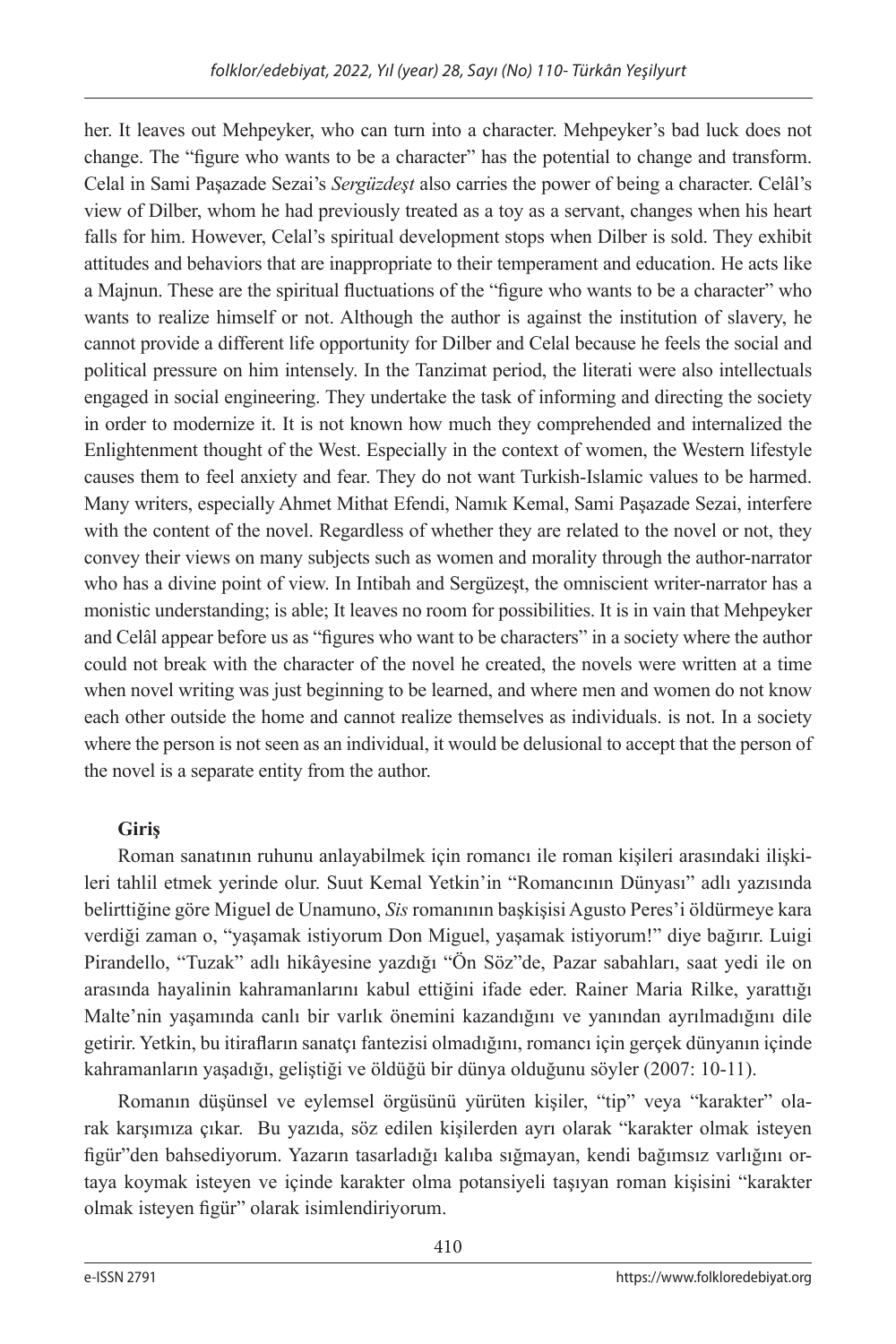her. It leaves out Mehpeyker, who can turn into a character. Mehpeyker's bad luck does not change. The "figure who wants to be a character" has the potential to change and transform. Celal in Sami Paşazade Sezai's *Sergüzdeşt* also carries the power of being a character. Celâl's view of Dilber, whom he had previously treated as a toy as a servant, changes when his heart falls for him. However, Celal's spiritual development stops when Dilber is sold. They exhibit attitudes and behaviors that are inappropriate to their temperament and education. He acts like a Majnun. These are the spiritual fluctuations of the "figure who wants to be a character" who wants to realize himself or not. Although the author is against the institution of slavery, he cannot provide a different life opportunity for Dilber and Celal because he feels the social and political pressure on him intensely. In the Tanzimat period, the literati were also intellectuals engaged in social engineering. They undertake the task of informing and directing the society in order to modernize it. It is not known how much they comprehended and internalized the Enlightenment thought of the West. Especially in the context of women, the Western lifestyle causes them to feel anxiety and fear. They do not want Turkish-Islamic values to be harmed. Many writers, especially Ahmet Mithat Efendi, Namık Kemal, Sami Paşazade Sezai, interfere with the content of the novel. Regardless of whether they are related to the novel or not, they convey their views on many subjects such as women and morality through the author-narrator who has a divine point of view. In Intibah and Sergüzeşt, the omniscient writer-narrator has a monistic understanding; is able; It leaves no room for possibilities. It is in vain that Mehpeyker and Celâl appear before us as "figures who want to be characters" in a society where the author could not break with the character of the novel he created, the novels were written at a time when novel writing was just beginning to be learned, and where men and women do not know each other outside the home and cannot realize themselves as individuals. is not. In a society where the person is not seen as an individual, it would be delusional to accept that the person of the novel is a separate entity from the author.

**Giriş**

Roman sanatının ruhunu anlayabilmek için romancı ile roman kişileri arasındaki ilişkileri tahlil etmek yerinde olur. Suut Kemal Yetkin'in "Romancının Dünyası" adlı yazısında belirttiğine göre Miguel de Unamuno, *Sis* romanının başkişisi Agusto Peres'i öldürmeye kara verdiği zaman o, "yaşamak istiyorum Don Miguel, yaşamak istiyorum!" diye bağırır. Luigi Pirandello, "Tuzak" adlı hikâyesine yazdığı "Ön Söz"de, Pazar sabahları, saat yedi ile on arasında hayalinin kahramanlarını kabul ettiğini ifade eder. Rainer Maria Rilke, yarattığı Malte'nin yaşamında canlı bir varlık önemini kazandığını ve yanından ayrılmadığını dile getirir. Yetkin, bu itirafların sanatçı fantezisi olmadığını, romancı için gerçek dünyanın içinde kahramanların yaşadığı, geliştiği ve öldüğü bir dünya olduğunu söyler (2007: 10-11).

Romanın düşünsel ve eylemsel örgüsünü yürüten kişiler, "tip" veya "karakter" olarak karşımıza çıkar. Bu yazıda, söz edilen kişilerden ayrı olarak "karakter olmak isteyen figür"den bahsediyorum. Yazarın tasarladığı kalıba sığmayan, kendi bağımsız varlığını ortaya koymak isteyen ve içinde karakter olma potansiyeli taşıyan roman kişisini "karakter olmak isteyen figür" olarak isimlendiriyorum.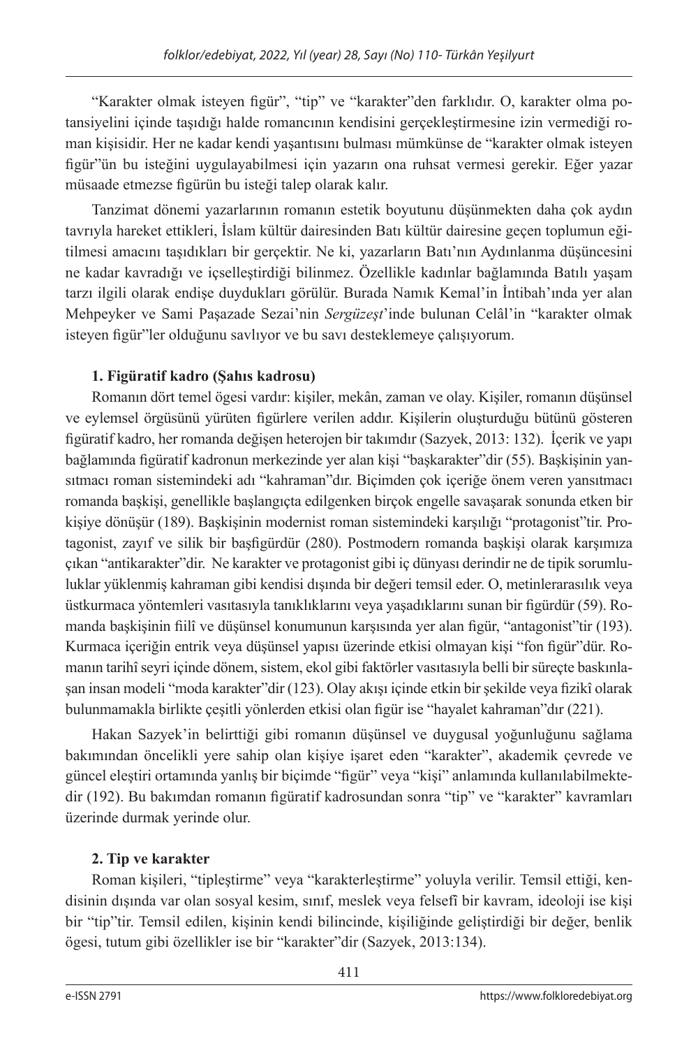"Karakter olmak isteyen figür", "tip" ve "karakter"den farklıdır. O, karakter olma potansiyelini içinde taşıdığı halde romancının kendisini gerçekleştirmesine izin vermediği roman kişisidir. Her ne kadar kendi yaşantısını bulması mümkünse de "karakter olmak isteyen figür"ün bu isteğini uygulayabilmesi için yazarın ona ruhsat vermesi gerekir. Eğer yazar müsaade etmezse figürün bu isteği talep olarak kalır.

Tanzimat dönemi yazarlarının romanın estetik boyutunu düşünmekten daha çok aydın tavrıyla hareket ettikleri, İslam kültür dairesinden Batı kültür dairesine geçen toplumun eğitilmesi amacını taşıdıkları bir gerçektir. Ne ki, yazarların Batı'nın Aydınlanma düşüncesini ne kadar kavradığı ve içselleştirdiği bilinmez. Özellikle kadınlar bağlamında Batılı yaşam tarzı ilgili olarak endişe duydukları görülür. Burada Namık Kemal'in İntibah'ında yer alan Mehpeyker ve Sami Paşazade Sezai'nin *Sergüzeşt*'inde bulunan Celâl'in "karakter olmak isteyen figür"ler olduğunu savlıyor ve bu savı desteklemeye çalışıyorum.

**1. Figüratif kadro (Şahıs kadrosu)**

Romanın dört temel ögesi vardır: kişiler, mekân, zaman ve olay. Kişiler, romanın düşünsel ve eylemsel örgüsünü yürüten figürlere verilen addır. Kişilerin oluşturduğu bütünü gösteren figüratif kadro, her romanda değişen heterojen bir takımdır (Sazyek, 2013: 132). İçerik ve yapı bağlamında figüratif kadronun merkezinde yer alan kişi "başkarakter"dir (55). Başkişinin yansıtmacı roman sistemindeki adı "kahraman"dır. Biçimden çok içeriğe önem veren yansıtmacı romanda başkişi, genellikle başlangıçta edilgenken birçok engelle savaşarak sonunda etken bir kişiye dönüşür (189). Başkişinin modernist roman sistemindeki karşılığı "protagonist"tir. Protagonist, zayıf ve silik bir başfigürdür (280). Postmodern romanda başkişi olarak karşımıza çıkan "antikarakter"dir. Ne karakter ve protagonist gibi iç dünyası derindir ne de tipik sorumluluklar yüklenmiş kahraman gibi kendisi dışında bir değeri temsil eder. O, metinlerarasılık veya üstkurmaca yöntemleri vasıtasıyla tanıklıklarını veya yaşadıklarını sunan bir figürdür (59). Romanda başkişinin fiilî ve düşünsel konumunun karşısında yer alan figür, "antagonist"tir (193). Kurmaca içeriğin entrik veya düşünsel yapısı üzerinde etkisi olmayan kişi "fon figür"dür. Romanın tarihî seyri içinde dönem, sistem, ekol gibi faktörler vasıtasıyla belli bir süreçte baskınlaşan insan modeli "moda karakter"dir (123). Olay akışı içinde etkin bir şekilde veya fizikî olarak bulunmamakla birlikte çeşitli yönlerden etkisi olan figür ise "hayalet kahraman"dır (221).

Hakan Sazyek'in belirttiği gibi romanın düşünsel ve duygusal yoğunluğunu sağlama bakımından öncelikli yere sahip olan kişiye işaret eden "karakter", akademik çevrede ve güncel eleştiri ortamında yanlış bir biçimde "figür" veya "kişi" anlamında kullanılabilmektedir (192). Bu bakımdan romanın figüratif kadrosundan sonra "tip" ve "karakter" kavramları üzerinde durmak yerinde olur.

**2. Tip ve karakter**

Roman kişileri, "tipleştirme" veya "karakterleştirme" yoluyla verilir. Temsil ettiği, kendisinin dışında var olan sosyal kesim, sınıf, meslek veya felsefî bir kavram, ideoloji ise kişi bir "tip"tir. Temsil edilen, kişinin kendi bilincinde, kişiliğinde geliştirdiği bir değer, benlik ögesi, tutum gibi özellikler ise bir "karakter"dir (Sazyek, 2013:134).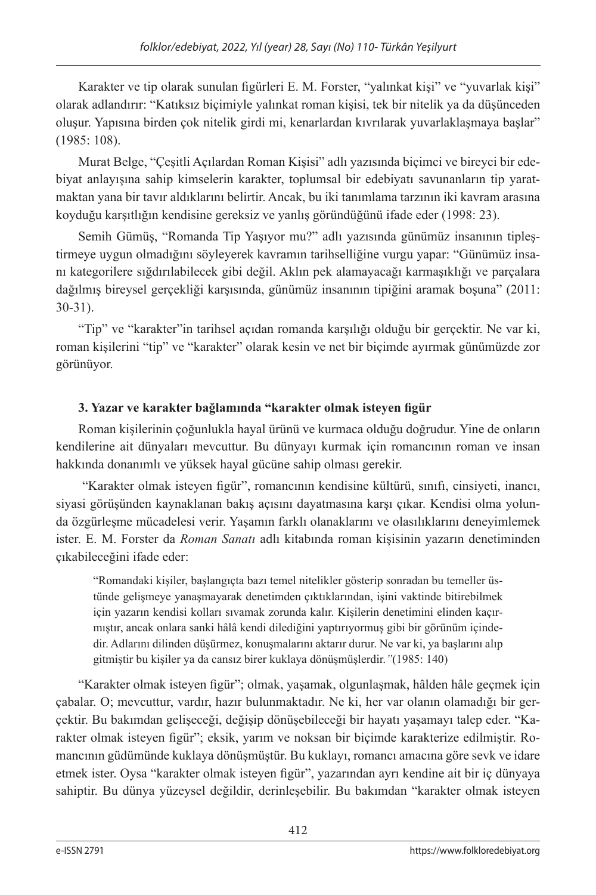Karakter ve tip olarak sunulan figürleri E. M. Forster, "yalınkat kişi" ve "yuvarlak kişi" olarak adlandırır: "Katıksız biçimiyle yalınkat roman kişisi, tek bir nitelik ya da düşünceden oluşur. Yapısına birden çok nitelik girdi mi, kenarlardan kıvrılarak yuvarlaklaşmaya başlar" (1985: 108).

Murat Belge, "Çeşitli Açılardan Roman Kişisi" adlı yazısında biçimci ve bireyci bir edebiyat anlayışına sahip kimselerin karakter, toplumsal bir edebiyatı savunanların tip yaratmaktan yana bir tavır aldıklarını belirtir. Ancak, bu iki tanımlama tarzının iki kavram arasına koyduğu karşıtlığın kendisine gereksiz ve yanlış göründüğünü ifade eder (1998: 23).

Semih Gümüş, "Romanda Tip Yaşıyor mu?" adlı yazısında günümüz insanının tipleştirmeye uygun olmadığını söyleyerek kavramın tarihselliğine vurgu yapar: "Günümüz insanı kategorilere sığdırılabilecek gibi değil. Aklın pek alamayacağı karmaşıklığı ve parçalara dağılmış bireysel gerçekliği karşısında, günümüz insanının tipiğini aramak boşuna" (2011: 30-31).

"Tip" ve "karakter"in tarihsel açıdan romanda karşılığı olduğu bir gerçektir. Ne var ki, roman kişilerini "tip" ve "karakter" olarak kesin ve net bir biçimde ayırmak günümüzde zor görünüyor.

### 3. Yazar ve karakter bağlamında "karakter olmak isteyen figür

Roman kişilerinin çoğunlukla hayal ürünü ve kurmaca olduğu doğrudur. Yine de onların kendilerine ait dünyaları mevcuttur. Bu dünyayı kurmak için romancının roman ve insan hakkında donanımlı ve yüksek hayal gücüne sahip olması gerekir.

"Karakter olmak isteyen figür", romancının kendisine kültürü, sınıfı, cinsiyeti, inancı, siyasi görüşünden kaynaklanan bakış açısını dayatmasına karşı çıkar. Kendisi olma yolunda özgürleşme mücadelesi verir. Yaşamın farklı olanaklarını ve olasılıklarını deneyimlemek ister. E. M. Forster da *Roman Sanatı* adlı kitabında roman kişisinin yazarın denetiminden çıkabileceğini ifade eder:

> "Romandaki kişiler, başlangıçta bazı temel nitelikler gösterip sonradan bu temeller üstünde gelişmeye yanaşmayarak denetimden çıktıklarından, işini vaktinde bitirebilmek için yazarın kendisi kolları sıvamak zorunda kalır. Kişilerin denetimini elinden kaçırmıştır, ancak onlara sanki hâlâ kendi dilediğini yaptırıyormuş gibi bir görünüm içindedir. Adlarını dilinden düşürmez, konuşmalarını aktarır durur. Ne var ki, ya başlarını alıp gitmiştir bu kişiler ya da cansız birer kuklaya dönüşmüşlerdir.*"*(1985: 140)

"Karakter olmak isteyen figür"; olmak, yaşamak, olgunlaşmak, hâlden hâle geçmek için çabalar. O; mevcuttur, vardır, hazır bulunmaktadır. Ne ki, her var olanın olamadığı bir gerçektir. Bu bakımdan gelişeceği, değişip dönüşebileceği bir hayatı yaşamayı talep eder. "Karakter olmak isteyen figür"; eksik, yarım ve noksan bir biçimde karakterize edilmiştir. Romancının güdümünde kuklaya dönüşmüştür. Bu kuklayı, romancı amacına göre sevk ve idare etmek ister. Oysa "karakter olmak isteyen figür", yazarından ayrı kendine ait bir iç dünyaya sahiptir. Bu dünya yüzeysel değildir, derinleşebilir. Bu bakımdan "karakter olmak isteyen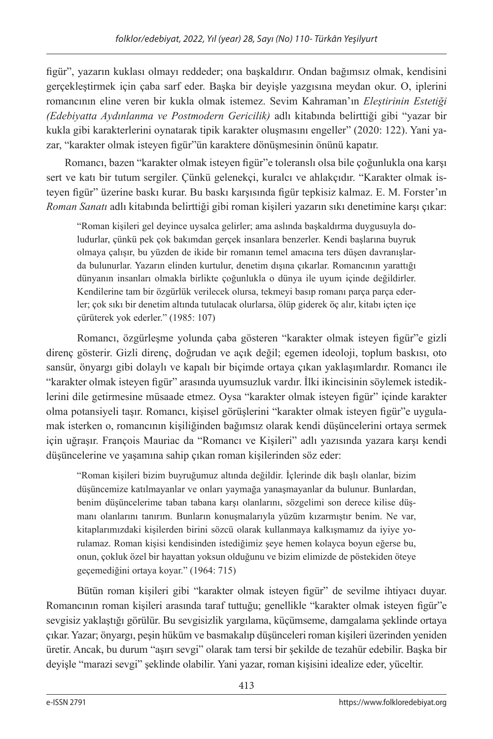figür", yazarın kuklası olmayı reddeder; ona başkaldırır. Ondan bağımsız olmak, kendisini gerçekleştirmek için çaba sarf eder. Başka bir deyişle yazgısına meydan okur. O, iplerini romancının eline veren bir kukla olmak istemez. Sevim Kahraman'ın *Eleştirinin Estetiği (Edebiyatta Aydınlanma ve Postmodern Gericilik)* adlı kitabında belirttiği gibi "yazar bir kukla gibi karakterlerini oynatarak tipik karakter oluşmasını engeller" (2020: 122). Yani yazar, "karakter olmak isteyen figür"ün karaktere dönüşmesinin önünü kapatır.

Romancı, bazen "karakter olmak isteyen figür"e toleranslı olsa bile çoğunlukla ona karşı sert ve katı bir tutum sergiler. Çünkü gelenekçi, kuralcı ve ahlakçıdır. "Karakter olmak isteyen figür" üzerine baskı kurar. Bu baskı karşısında figür tepkisiz kalmaz. E. M. Forster'ın *Roman Sanatı* adlı kitabında belirttiği gibi roman kişileri yazarın sıkı denetimine karşı çıkar:

> "Roman kişileri gel deyince uysalca gelirler; ama aslında başkaldırma duygusuyla doludurlar, çünkü pek çok bakımdan gerçek insanlara benzerler. Kendi başlarına buyruk olmaya çalışır, bu yüzden de ikide bir romanın temel amacına ters düşen davranışlarda bulunurlar. Yazarın elinden kurtulur, denetim dışına çıkarlar. Romancının yarattığı dünyanın insanları olmakla birlikte çoğunlukla o dünya ile uyum içinde değildirler. Kendilerine tam bir özgürlük verilecek olursa, tekmeyi basıp romanı parça parça ederler; çok sıkı bir denetim altında tutulacak olurlarsa, ölüp giderek öç alır, kitabı içten içe çürüterek yok ederler." (1985: 107)

Romancı, özgürleşme yolunda çaba gösteren "karakter olmak isteyen figür"e gizli direnç gösterir. Gizli direnç, doğrudan ve açık değil; egemen ideoloji, toplum baskısı, oto sansür, önyargı gibi dolaylı ve kapalı bir biçimde ortaya çıkan yaklaşımlardır. Romancı ile "karakter olmak isteyen figür" arasında uyumsuzluk vardır. İlki ikincisinin söylemek istediklerini dile getirmesine müsaade etmez. Oysa "karakter olmak isteyen figür" içinde karakter olma potansiyeli taşır. Romancı, kişisel görüşlerini "karakter olmak isteyen figür"e uygulamak isterken o, romancının kişiliğinden bağımsız olarak kendi düşüncelerini ortaya sermek için uğraşır. François Mauriac da "Romancı ve Kişileri" adlı yazısında yazara karşı kendi düşüncelerine ve yaşamına sahip çıkan roman kişilerinden söz eder:

> "Roman kişileri bizim buyruğumuz altında değildir. İçlerinde dik başlı olanlar, bizim düşüncemize katılmayanlar ve onları yaymağa yanaşmayanlar da bulunur. Bunlardan, benim düşüncelerime taban tabana karşı olanlarını, sözgelimi son derece kilise düşmanı olanlarını tanırım. Bunların konuşmalarıyla yüzüm kızarmıştır benim. Ne var, kitaplarımızdaki kişilerden birini sözcü olarak kullanmaya kalkışmamız da iyiye yorulamaz. Roman kişisi kendisinden istediğimiz şeye hemen kolayca boyun eğerse bu, onun, çokluk özel bir hayattan yoksun olduğunu ve bizim elimizde de pöstekiden öteye geçemediğini ortaya koyar." (1964: 715)

Bütün roman kişileri gibi "karakter olmak isteyen figür" de sevilme ihtiyacı duyar. Romancının roman kişileri arasında taraf tuttuğu; genellikle "karakter olmak isteyen figür"e sevgisiz yaklaştığı görülür. Bu sevgisizlik yargılama, küçümseme, damgalama şeklinde ortaya çıkar. Yazar; önyargı, peşin hüküm ve basmakalıp düşünceleri roman kişileri üzerinden yeniden üretir. Ancak, bu durum "aşırı sevgi" olarak tam tersi bir şekilde de tezahür edebilir. Başka bir deyişle "marazi sevgi" şeklinde olabilir. Yani yazar, roman kişisini idealize eder, yüceltir.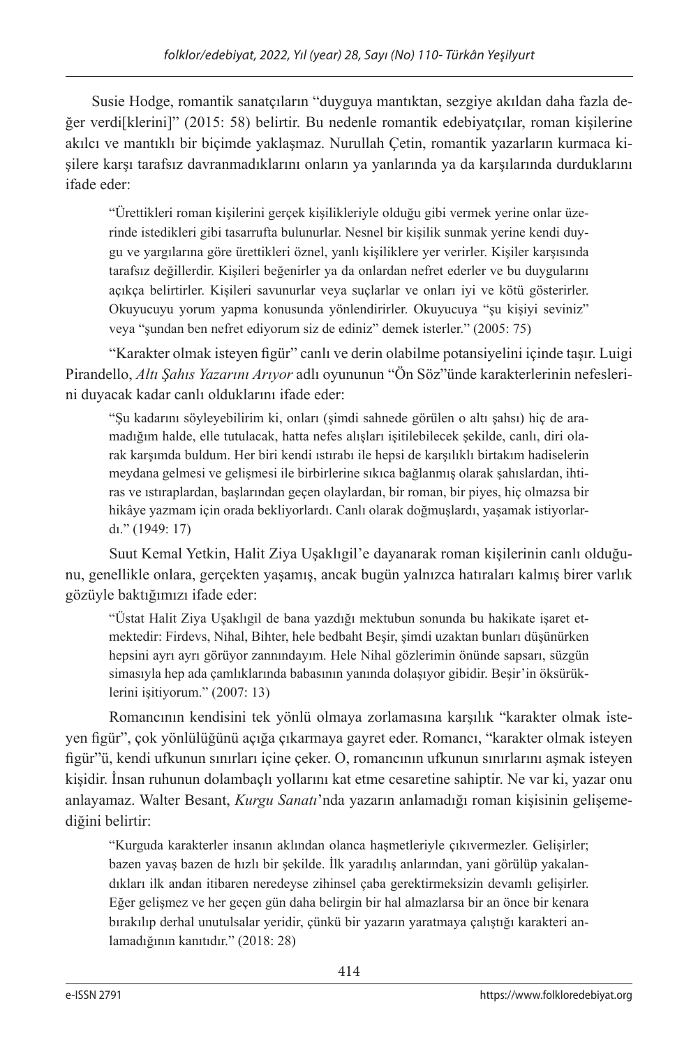Susie Hodge, romantik sanatçıların "duyguya mantıktan, sezgiye akıldan daha fazla değer verdi[klerini]" (2015: 58) belirtir. Bu nedenle romantik edebiyatçılar, roman kişilerine akılcı ve mantıklı bir biçimde yaklaşmaz. Nurullah Çetin, romantik yazarların kurmaca kişilere karşı tarafsız davranmadıklarını onların ya yanlarında ya da karşılarında durduklarını ifade eder:

> "Ürettikleri roman kişilerini gerçek kişilikleriyle olduğu gibi vermek yerine onlar üzerinde istedikleri gibi tasarrufta bulunurlar. Nesnel bir kişilik sunmak yerine kendi duygu ve yargılarına göre ürettikleri öznel, yanlı kişiliklere yer verirler. Kişiler karşısında tarafsız değillerdir. Kişileri beğenirler ya da onlardan nefret ederler ve bu duygularını açıkça belirtirler. Kişileri savunurlar veya suçlarlar ve onları iyi ve kötü gösterirler. Okuyucuyu yorum yapma konusunda yönlendirirler. Okuyucuya "şu kişiyi seviniz" veya "şundan ben nefret ediyorum siz de ediniz" demek isterler." (2005: 75)

"Karakter olmak isteyen figür" canlı ve derin olabilme potansiyelini içinde taşır. Luigi Pirandello, *Altı Şahıs Yazarını Arıyor* adlı oyununun "Ön Söz"ünde karakterlerinin nefeslerini duyacak kadar canlı olduklarını ifade eder:

> "Şu kadarını söyleyebilirim ki, onları (şimdi sahnede görülen o altı şahsı) hiç de aramadığım halde, elle tutulacak, hatta nefes alışları işitilebilecek şekilde, canlı, diri olarak karşımda buldum. Her biri kendi ıstırabı ile hepsi de karşılıklı birtakım hadiselerin meydana gelmesi ve gelişmesi ile birbirlerine sıkıca bağlanmış olarak şahıslardan, ihtiras ve ıstıraplardan, başlarından geçen olaylardan, bir roman, bir piyes, hiç olmazsa bir hikâye yazmam için orada bekliyorlardı. Canlı olarak doğmuşlardı, yaşamak istiyorlardı." (1949: 17)

Suut Kemal Yetkin, Halit Ziya Uşaklıgil'e dayanarak roman kişilerinin canlı olduğunu, genellikle onlara, gerçekten yaşamış, ancak bugün yalnızca hatıraları kalmış birer varlık gözüyle baktığımızı ifade eder:

> "Üstat Halit Ziya Uşaklıgil de bana yazdığı mektubun sonunda bu hakikate işaret etmektedir: Firdevs, Nihal, Bihter, hele bedbaht Beşir, şimdi uzaktan bunları düşünürken hepsini ayrı ayrı görüyor zannındayım. Hele Nihal gözlerimin önünde sapsarı, süzgün simasıyla hep ada çamlıklarında babasının yanında dolaşıyor gibidir. Beşir'in öksürüklerini işitiyorum." (2007: 13)

Romancının kendisini tek yönlü olmaya zorlamasına karşılık "karakter olmak isteyen figür", çok yönlülüğünü açığa çıkarmaya gayret eder. Romancı, "karakter olmak isteyen figür"ü, kendi ufkunun sınırları içine çeker. O, romancının ufkunun sınırlarını aşmak isteyen kişidir. İnsan ruhunun dolambaçlı yollarını kat etme cesaretine sahiptir. Ne var ki, yazar onu anlayamaz. Walter Besant, *Kurgu Sanatı*'nda yazarın anlamadığı roman kişisinin gelişemediğini belirtir:

> "Kurguda karakterler insanın aklından olanca haşmetleriyle çıkıvermezler. Gelişirler; bazen yavaş bazen de hızlı bir şekilde. İlk yaradılış anlarından, yani görülüp yakalandıkları ilk andan itibaren neredeyse zihinsel çaba gerektirmeksizin devamlı gelişirler. Eğer gelişmez ve her geçen gün daha belirgin bir hal almazlarsa bir an önce bir kenara bırakılıp derhal unutulsalar yeridir, çünkü bir yazarın yaratmaya çalıştığı karakteri anlamadığının kanıtıdır." (2018: 28)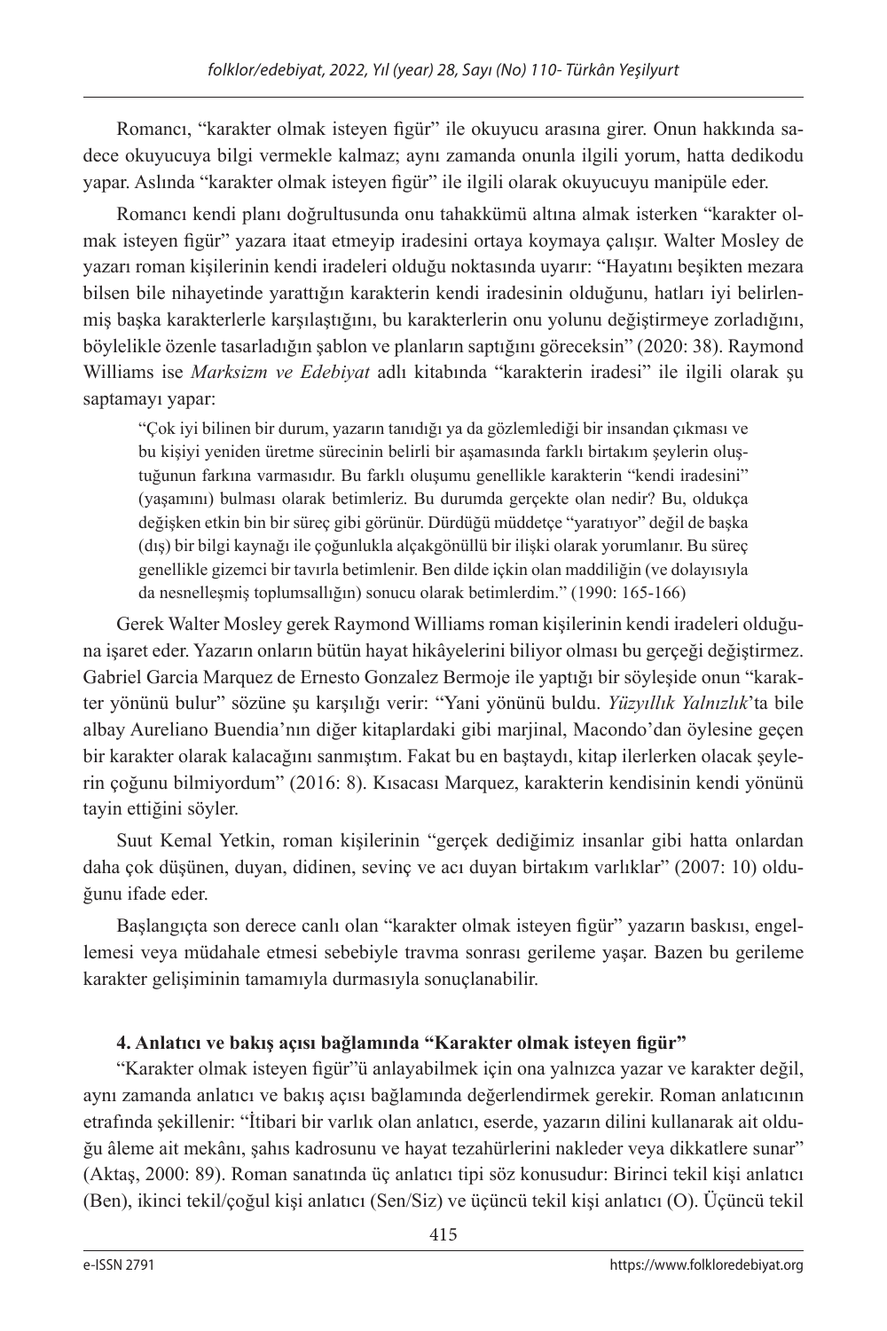Romancı, "karakter olmak isteyen figür" ile okuyucu arasına girer. Onun hakkında sadece okuyucuya bilgi vermekle kalmaz; aynı zamanda onunla ilgili yorum, hatta dedikodu yapar. Aslında "karakter olmak isteyen figür" ile ilgili olarak okuyucuyu manipüle eder.

Romancı kendi planı doğrultusunda onu tahakkümü altına almak isterken "karakter olmak isteyen figür" yazara itaat etmeyip iradesini ortaya koymaya çalışır. Walter Mosley de yazarı roman kişilerinin kendi iradeleri olduğu noktasında uyarır: "Hayatını beşikten mezara bilsen bile nihayetinde yarattığın karakterin kendi iradesinin olduğunu, hatları iyi belirlenmiş başka karakterlerle karşılaştığını, bu karakterlerin onu yolunu değiştirmeye zorladığını, böylelikle özenle tasarladığın şablon ve planların saptığını göreceksin" (2020: 38). Raymond Williams ise *Marksizm ve Edebiyat* adlı kitabında "karakterin iradesi" ile ilgili olarak şu saptamayı yapar:

> "Çok iyi bilinen bir durum, yazarın tanıdığı ya da gözlemlediği bir insandan çıkması ve bu kişiyi yeniden üretme sürecinin belirli bir aşamasında farklı birtakım şeylerin oluştuğunun farkına varmasıdır. Bu farklı oluşumu genellikle karakterin "kendi iradesini" (yaşamını) bulması olarak betimleriz. Bu durumda gerçekte olan nedir? Bu, oldukça değişken etkin bin bir süreç gibi görünür. Dürdüğü müddetçe "yaratıyor" değil de başka (dış) bir bilgi kaynağı ile çoğunlukla alçakgönüllü bir ilişki olarak yorumlanır. Bu süreç genellikle gizemci bir tavırla betimlenir. Ben dilde içkin olan maddiliğin (ve dolayısıyla da nesnelleşmiş toplumsallığın) sonucu olarak betimlerdim." (1990: 165-166)

Gerek Walter Mosley gerek Raymond Williams roman kişilerinin kendi iradeleri olduğuna işaret eder. Yazarın onların bütün hayat hikâyelerini biliyor olması bu gerçeği değiştirmez. Gabriel Garcia Marquez de Ernesto Gonzalez Bermoje ile yaptığı bir söyleşide onun "karakter yönünü bulur" sözüne şu karşılığı verir: "Yani yönünü buldu. *Yüzyıllık Yalnızlık*'ta bile albay Aureliano Buendia'nın diğer kitaplardaki gibi marjinal, Macondo'dan öylesine geçen bir karakter olarak kalacağını sanmıştım. Fakat bu en baştaydı, kitap ilerlerken olacak şeylerin çoğunu bilmiyordum" (2016: 8). Kısacası Marquez, karakterin kendisinin kendi yönünü tayin ettiğini söyler.

Suut Kemal Yetkin, roman kişilerinin "gerçek dediğimiz insanlar gibi hatta onlardan daha çok düşünen, duyan, didinen, sevinç ve acı duyan birtakım varlıklar" (2007: 10) olduğunu ifade eder.

Başlangıçta son derece canlı olan "karakter olmak isteyen figür" yazarın baskısı, engellemesi veya müdahale etmesi sebebiyle travma sonrası gerileme yaşar. Bazen bu gerileme karakter gelişiminin tamamıyla durmasıyla sonuçlanabilir.

## 4. Anlatıcı ve bakış açısı bağlamında "Karakter olmak isteyen figür"

"Karakter olmak isteyen figür"ü anlayabilmek için ona yalnızca yazar ve karakter değil, aynı zamanda anlatıcı ve bakış açısı bağlamında değerlendirmek gerekir. Roman anlatıcının etrafında şekillenir: "İtibari bir varlık olan anlatıcı, eserde, yazarın dilini kullanarak ait olduğu âleme ait mekânı, şahıs kadrosunu ve hayat tezahürlerini nakleder veya dikkatlere sunar" (Aktaş, 2000: 89). Roman sanatında üç anlatıcı tipi söz konusudur: Birinci tekil kişi anlatıcı (Ben), ikinci tekil/çoğul kişi anlatıcı (Sen/Siz) ve üçüncü tekil kişi anlatıcı (O). Üçüncü tekil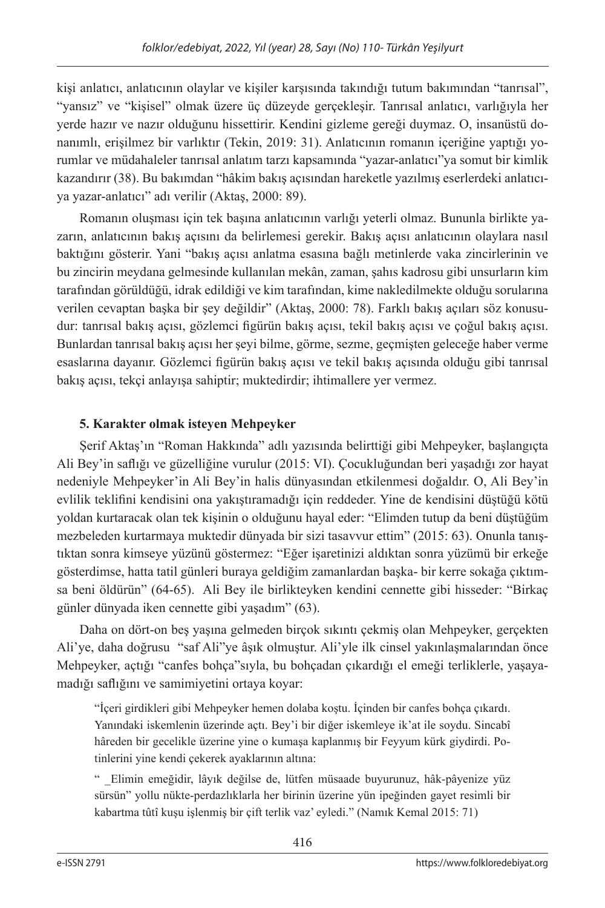kişi anlatıcı, anlatıcının olaylar ve kişiler karşısında takındığı tutum bakımından "tanrısal", "yansız" ve "kişisel" olmak üzere üç düzeyde gerçekleşir. Tanrısal anlatıcı, varlığıyla her yerde hazır ve nazır olduğunu hissettirir. Kendini gizleme gereği duymaz. O, insanüstü donanımlı, erişilmez bir varlıktır (Tekin, 2019: 31). Anlatıcının romanın içeriğine yaptığı yorumlar ve müdahaleler tanrısal anlatım tarzı kapsamında "yazar-anlatıcı"ya somut bir kimlik kazandırır (38). Bu bakımdan "hâkim bakış açısından hareketle yazılmış eserlerdeki anlatıcıya yazar-anlatıcı" adı verilir (Aktaş, 2000: 89).

Romanın oluşması için tek başına anlatıcının varlığı yeterli olmaz. Bununla birlikte yazarın, anlatıcının bakış açısını da belirlemesi gerekir. Bakış açısı anlatıcının olaylara nasıl baktığını gösterir. Yani "bakış açısı anlatma esasına bağlı metinlerde vaka zincirlerinin ve bu zincirin meydana gelmesinde kullanılan mekân, zaman, şahıs kadrosu gibi unsurların kim tarafından görüldüğü, idrak edildiği ve kim tarafından, kime nakledilmekte olduğu sorularına verilen cevaptan başka bir şey değildir" (Aktaş, 2000: 78). Farklı bakış açıları söz konusudur: tanrısal bakış açısı, gözlemci figürün bakış açısı, tekil bakış açısı ve çoğul bakış açısı. Bunlardan tanrısal bakış açısı her şeyi bilme, görme, sezme, geçmişten geleceğe haber verme esaslarına dayanır. Gözlemci figürün bakış açısı ve tekil bakış açısında olduğu gibi tanrısal bakış açısı, tekçi anlayışa sahiptir; muktedirdir; ihtimallere yer vermez.

### 5. Karakter olmak isteyen Mehpeyker

Şerif Aktaş'ın "Roman Hakkında" adlı yazısında belirttiği gibi Mehpeyker, başlangıçta Ali Bey'in saflığı ve güzelliğine vurulur (2015: VI). Çocukluğundan beri yaşadığı zor hayat nedeniyle Mehpeyker'in Ali Bey'in halis dünyasından etkilenmesi doğaldır. O, Ali Bey'in evlilik teklifini kendisini ona yakıştıramadığı için reddeder. Yine de kendisini düştüğü kötü yoldan kurtaracak olan tek kişinin o olduğunu hayal eder: "Elimden tutup da beni düştüğüm mezbeleden kurtarmaya muktedir dünyada bir sizi tasavvur ettim" (2015: 63). Onunla tanıştıktan sonra kimseye yüzünü göstermez: "Eğer işaretinizi aldıktan sonra yüzümü bir erkeğe gösterdimse, hatta tatil günleri buraya geldiğim zamanlardan başka- bir kerre sokağa çıktımsa beni öldürün" (64-65). Ali Bey ile birlikteyken kendini cennette gibi hisseder: "Birkaç günler dünyada iken cennette gibi yaşadım" (63).

Daha on dört-on beş yaşına gelmeden birçok sıkıntı çekmiş olan Mehpeyker, gerçekten Ali'ye, daha doğrusu "saf Ali"ye âşık olmuştur. Ali'yle ilk cinsel yakınlaşmalarından önce Mehpeyker, açtığı "canfes bohça"sıyla, bu bohçadan çıkardığı el emeği terliklerle, yaşayamadığı saflığını ve samimiyetini ortaya koyar:

> "İçeri girdikleri gibi Mehpeyker hemen dolaba koştu. İçinden bir canfes bohça çıkardı. Yanındaki iskemlenin üzerinde açtı. Bey'i bir diğer iskemleye ik'at ile soydu. Sincabî hâreden bir gecelikle üzerine yine o kumaşa kaplanmış bir Feyyum kürk giydirdi. Potinlerini yine kendi çekerek ayaklarının altına:
>
> " _Elimin emeğidir, lâyık değilse de, lütfen müsaade buyurunuz, hâk-pâyenize yüz sürsün" yollu nükte-perdazlıklarla her birinin üzerine yün ipeğinden gayet resimli bir kabartma tûtî kuşu işlenmiş bir çift terlik vaz' eyledi." (Namık Kemal 2015: 71)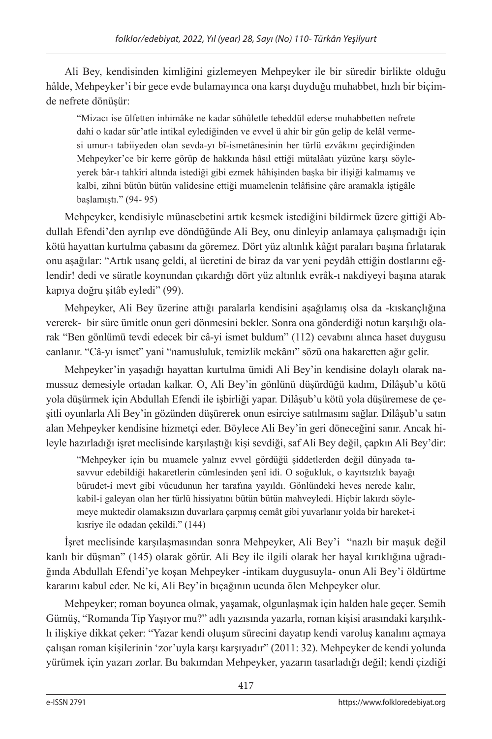Ali Bey, kendisinden kimliğini gizlemeyen Mehpeyker ile bir süredir birlikte olduğu hâlde, Mehpeyker'i bir gece evde bulamayınca ona karşı duyduğu muhabbet, hızlı bir biçimde nefrete dönüşür:

> "Mizacı ise ülfetten inhimâke ne kadar sühûletle tebeddül ederse muhabbetten nefrete dahi o kadar sür'atle intikal eylediğinden ve evvel ü ahir bir gün gelip de kelâl vermesi umur-ı tabiiyeden olan sevda-yı bî-ismetânesinin her türlü ezvâkını geçirdiğinden Mehpeyker'ce bir kerre görüp de hakkında hâsıl ettiği mütalâatı yüzüne karşı söyleyerek bâr-ı tahkîri altında istediği gibi ezmek hâhişinden başka bir ilişiği kalmamış ve kalbi, zihni bütün bütün validesine ettiği muamelenin telâfisine çâre aramakla iştigâle başlamıştı." (94- 95)

Mehpeyker, kendisiyle münasebetini artık kesmek istediğini bildirmek üzere gittiği Abdullah Efendi'den ayrılıp eve döndüğünde Ali Bey, onu dinleyip anlamaya çalışmadığı için kötü hayattan kurtulma çabasını da göremez. Dört yüz altınlık kâğıt paraları başına fırlatarak onu aşağılar: "Artık usanç geldi, al ücretini de biraz da var yeni peydâh ettiğin dostlarını eğlendir! dedi ve süratle koynundan çıkardığı dört yüz altınlık evrâk-ı nakdiyeyi başına atarak kapıya doğru şitâb eyledi" (99).

Mehpeyker, Ali Bey üzerine attığı paralarla kendisini aşağılamış olsa da -kıskançlığına vererek- bir süre ümitle onun geri dönmesini bekler. Sonra ona gönderdiği notun karşılığı olarak "Ben gönlümü tevdi edecek bir câ-yi ismet buldum" (112) cevabını alınca haset duygusu canlanır. "Câ-yı ismet" yani "namusluluk, temizlik mekânı" sözü ona hakaretten ağır gelir.

Mehpeyker'in yaşadığı hayattan kurtulma ümidi Ali Bey'in kendisine dolaylı olarak namussuz demesiyle ortadan kalkar. O, Ali Bey'in gönlünü düşürdüğü kadını, Dilâşub'u kötü yola düşürmek için Abdullah Efendi ile işbirliği yapar. Dilâşub'u kötü yola düşüremese de çeşitli oyunlarla Ali Bey'in gözünden düşürerek onun esirciye satılmasını sağlar. Dilâşub'u satın alan Mehpeyker kendisine hizmetçi eder. Böylece Ali Bey'in geri döneceğini sanır. Ancak hileyle hazırladığı işret meclisinde karşılaştığı kişi sevdiği, saf Ali Bey değil, çapkın Ali Bey'dir:

> "Mehpeyker için bu muamele yalnız evvel gördüğü şiddetlerden değil dünyada tasavvur edebildiği hakaretlerin cümlesinden şenî idi. O soğukluk, o kayıtsızlık bayağı bürudet-i mevt gibi vücudunun her tarafına yayıldı. Gönlündeki heves nerede kalır, kabil-i galeyan olan her türlü hissiyatını bütün bütün mahveyledi. Hiçbir lakırdı söylemeye muktedir olamaksızın duvarlara çarpmış cemât gibi yuvarlanır yolda bir hareket-i kısriye ile odadan çekildi." (144)

İşret meclisinde karşılaşmasından sonra Mehpeyker, Ali Bey'i "nazlı bir maşuk değil kanlı bir düşman" (145) olarak görür. Ali Bey ile ilgili olarak her hayal kırıklığına uğradığında Abdullah Efendi'ye koşan Mehpeyker -intikam duygusuyla- onun Ali Bey'i öldürtme kararını kabul eder. Ne ki, Ali Bey'in bıçağının ucunda ölen Mehpeyker olur.

Mehpeyker; roman boyunca olmak, yaşamak, olgunlaşmak için halden hale geçer. Semih Gümüş, "Romanda Tip Yaşıyor mu?" adlı yazısında yazarla, roman kişisi arasındaki karşılıklı ilişkiye dikkat çeker: "Yazar kendi oluşum sürecini dayatıp kendi varoluş kanalını açmaya çalışan roman kişilerinin 'zor'uyla karşı karşıyadır" (2011: 32). Mehpeyker de kendi yolunda yürümek için yazarı zorlar. Bu bakımdan Mehpeyker, yazarın tasarladığı değil; kendi çizdiği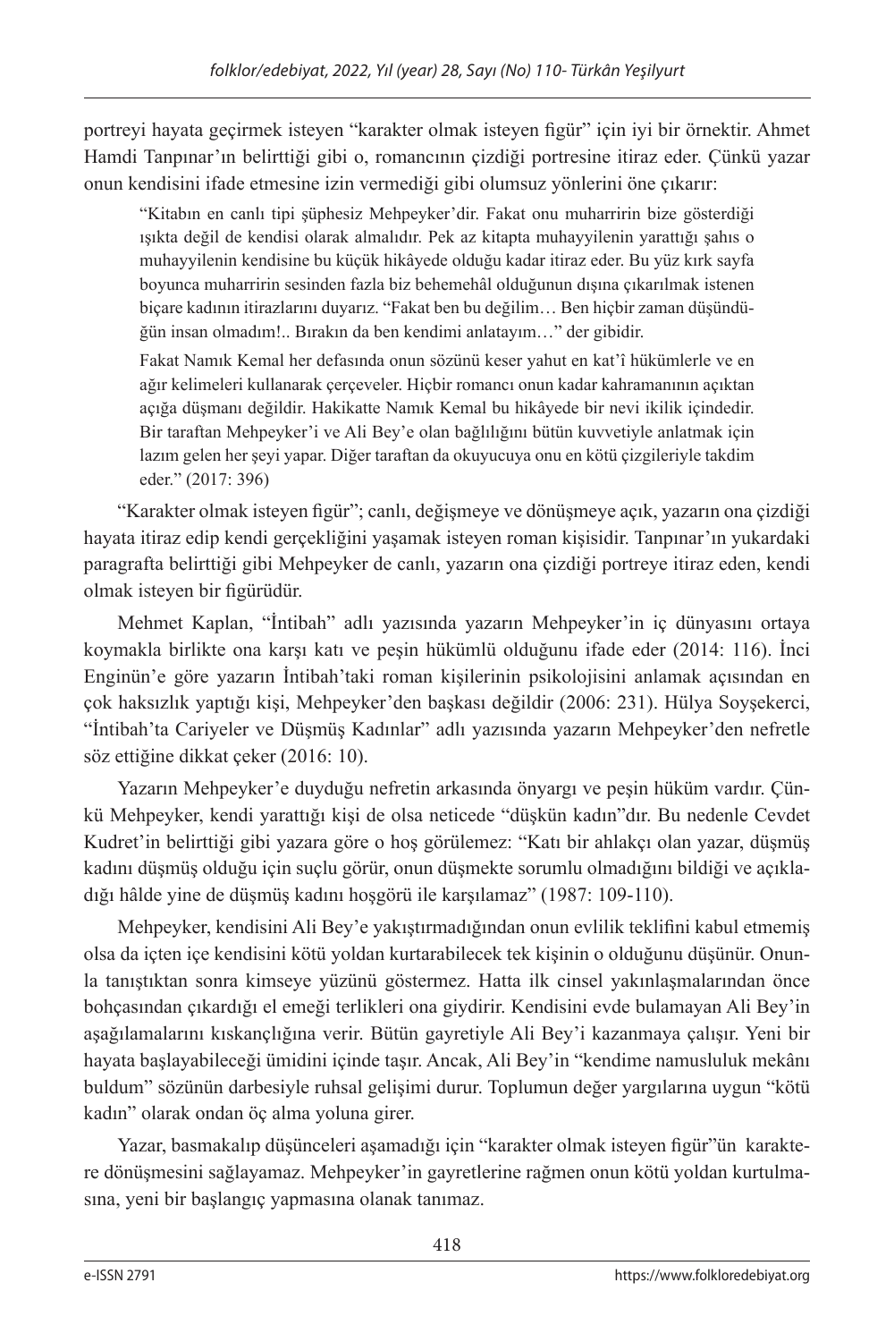portreyi hayata geçirmek isteyen "karakter olmak isteyen figür" için iyi bir örnektir. Ahmet Hamdi Tanpınar'ın belirttiği gibi o, romancının çizdiği portresine itiraz eder. Çünkü yazar onun kendisini ifade etmesine izin vermediği gibi olumsuz yönlerini öne çıkarır:

> "Kitabın en canlı tipi şüphesiz Mehpeyker'dir. Fakat onu muharririn bize gösterdiği ışıkta değil de kendisi olarak almalıdır. Pek az kitapta muhayyilenin yarattığı şahıs o muhayyilenin kendisine bu küçük hikâyede olduğu kadar itiraz eder. Bu yüz kırk sayfa boyunca muharririn sesinden fazla biz behemehâl olduğunun dışına çıkarılmak istenen biçare kadının itirazlarını duyarız. "Fakat ben bu değilim… Ben hiçbir zaman düşündüğün insan olmadım!.. Bırakın da ben kendimi anlatayım…" der gibidir.
>
> Fakat Namık Kemal her defasında onun sözünü keser yahut en kat'î hükümlerle ve en ağır kelimeleri kullanarak çerçeveler. Hiçbir romancı onun kadar kahramanının açıktan açığa düşmanı değildir. Hakikatte Namık Kemal bu hikâyede bir nevi ikilik içindedir. Bir taraftan Mehpeyker'i ve Ali Bey'e olan bağlılığını bütün kuvvetiyle anlatmak için lazım gelen her şeyi yapar. Diğer taraftan da okuyucuya onu en kötü çizgileriyle takdim eder." (2017: 396)

"Karakter olmak isteyen figür"; canlı, değişmeye ve dönüşmeye açık, yazarın ona çizdiği hayata itiraz edip kendi gerçekliğini yaşamak isteyen roman kişisidir. Tanpınar'ın yukardaki paragrafta belirttiği gibi Mehpeyker de canlı, yazarın ona çizdiği portreye itiraz eden, kendi olmak isteyen bir figürüdür.

Mehmet Kaplan, "İntibah" adlı yazısında yazarın Mehpeyker'in iç dünyasını ortaya koymakla birlikte ona karşı katı ve peşin hükümlü olduğunu ifade eder (2014: 116). İnci Enginün'e göre yazarın İntibah'taki roman kişilerinin psikolojisini anlamak açısından en çok haksızlık yaptığı kişi, Mehpeyker'den başkası değildir (2006: 231). Hülya Soyşekerci, "İntibah'ta Cariyeler ve Düşmüş Kadınlar" adlı yazısında yazarın Mehpeyker'den nefretle söz ettiğine dikkat çeker (2016: 10).

Yazarın Mehpeyker'e duyduğu nefretin arkasında önyargı ve peşin hüküm vardır. Çünkü Mehpeyker, kendi yarattığı kişi de olsa neticede "düşkün kadın"dır. Bu nedenle Cevdet Kudret'in belirttiği gibi yazara göre o hoş görülemez: "Katı bir ahlakçı olan yazar, düşmüş kadını düşmüş olduğu için suçlu görür, onun düşmekte sorumlu olmadığını bildiği ve açıkladığı hâlde yine de düşmüş kadını hoşgörü ile karşılamaz" (1987: 109-110).

Mehpeyker, kendisini Ali Bey'e yakıştırmadığından onun evlilik teklifini kabul etmemiş olsa da içten içe kendisini kötü yoldan kurtarabilecek tek kişinin o olduğunu düşünür. Onunla tanıştıktan sonra kimseye yüzünü göstermez. Hatta ilk cinsel yakınlaşmalarından önce bohçasından çıkardığı el emeği terlikleri ona giydirir. Kendisini evde bulamayan Ali Bey'in aşağılamalarını kıskançlığına verir. Bütün gayretiyle Ali Bey'i kazanmaya çalışır. Yeni bir hayata başlayabileceği ümidini içinde taşır. Ancak, Ali Bey'in "kendime namusluluk mekânı buldum" sözünün darbesiyle ruhsal gelişimi durur. Toplumun değer yargılarına uygun "kötü kadın" olarak ondan öç alma yoluna girer.

Yazar, basmakalıp düşünceleri aşamadığı için "karakter olmak isteyen figür"ün karaktere dönüşmesini sağlayamaz. Mehpeyker'in gayretlerine rağmen onun kötü yoldan kurtulmasına, yeni bir başlangıç yapmasına olanak tanımaz.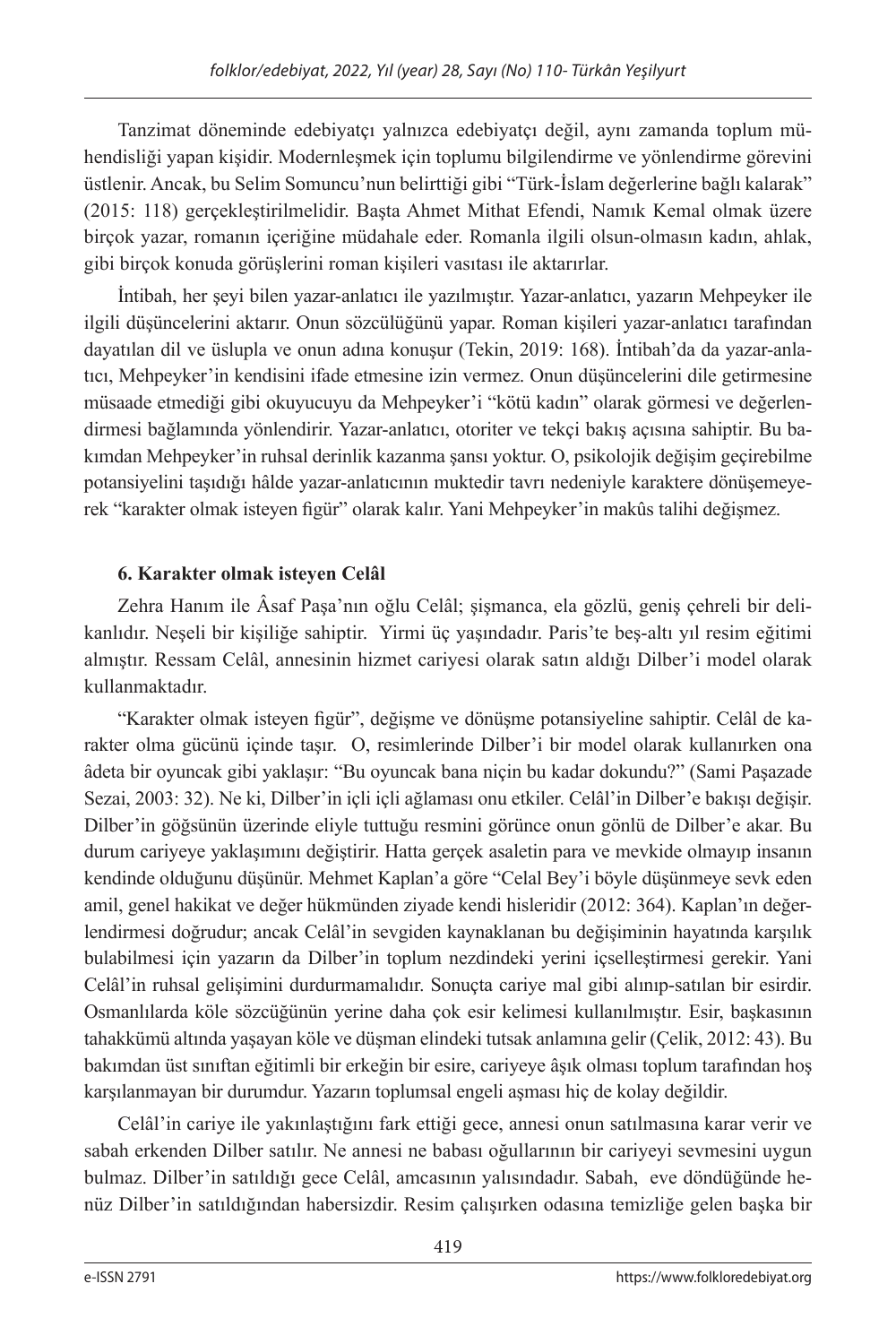Tanzimat döneminde edebiyatçı yalnızca edebiyatçı değil, aynı zamanda toplum mühendisliği yapan kişidir. Modernleşmek için toplumu bilgilendirme ve yönlendirme görevini üstlenir. Ancak, bu Selim Somuncu'nun belirttiği gibi "Türk-İslam değerlerine bağlı kalarak" (2015: 118) gerçekleştirilmelidir. Başta Ahmet Mithat Efendi, Namık Kemal olmak üzere birçok yazar, romanın içeriğine müdahale eder. Romanla ilgili olsun-olmasın kadın, ahlak, gibi birçok konuda görüşlerini roman kişileri vasıtası ile aktarırlar.

İntibah, her şeyi bilen yazar-anlatıcı ile yazılmıştır. Yazar-anlatıcı, yazarın Mehpeyker ile ilgili düşüncelerini aktarır. Onun sözcülüğünü yapar. Roman kişileri yazar-anlatıcı tarafından dayatılan dil ve üslupla ve onun adına konuşur (Tekin, 2019: 168). İntibah'da da yazar-anlatıcı, Mehpeyker'in kendisini ifade etmesine izin vermez. Onun düşüncelerini dile getirmesine müsaade etmediği gibi okuyucuyu da Mehpeyker'i "kötü kadın" olarak görmesi ve değerlendirmesi bağlamında yönlendirir. Yazar-anlatıcı, otoriter ve tekçi bakış açısına sahiptir. Bu bakımdan Mehpeyker'in ruhsal derinlik kazanma şansı yoktur. O, psikolojik değişim geçirebilme potansiyelini taşıdığı hâlde yazar-anlatıcının muktedir tavrı nedeniyle karaktere dönüşemeyerek "karakter olmak isteyen figür" olarak kalır. Yani Mehpeyker'in makûs talihi değişmez.

**6. Karakter olmak isteyen Celâl**

Zehra Hanım ile Âsaf Paşa'nın oğlu Celâl; şişmanca, ela gözlü, geniş çehreli bir delikanlıdır. Neşeli bir kişiliğe sahiptir. Yirmi üç yaşındadır. Paris'te beş-altı yıl resim eğitimi almıştır. Ressam Celâl, annesinin hizmet cariyesi olarak satın aldığı Dilber'i model olarak kullanmaktadır.

"Karakter olmak isteyen figür", değişme ve dönüşme potansiyeline sahiptir. Celâl de karakter olma gücünü içinde taşır. O, resimlerinde Dilber'i bir model olarak kullanırken ona âdeta bir oyuncak gibi yaklaşır: "Bu oyuncak bana niçin bu kadar dokundu?" (Sami Paşazade Sezai, 2003: 32). Ne ki, Dilber'in içli içli ağlaması onu etkiler. Celâl'in Dilber'e bakışı değişir. Dilber'in göğsünün üzerinde eliyle tuttuğu resmini görünce onun gönlü de Dilber'e akar. Bu durum cariyeye yaklaşımını değiştirir. Hatta gerçek asaletin para ve mevkide olmayıp insanın kendinde olduğunu düşünür. Mehmet Kaplan'a göre "Celal Bey'i böyle düşünmeye sevk eden amil, genel hakikat ve değer hükmünden ziyade kendi hisleridir (2012: 364). Kaplan'ın değerlendirmesi doğrudur; ancak Celâl'in sevgiden kaynaklanan bu değişiminin hayatında karşılık bulabilmesi için yazarın da Dilber'in toplum nezdindeki yerini içselleştirmesi gerekir. Yani Celâl'in ruhsal gelişimini durdurmamalıdır. Sonuçta cariye mal gibi alınıp-satılan bir esirdir. Osmanlılarda köle sözcüğünün yerine daha çok esir kelimesi kullanılmıştır. Esir, başkasının tahakkümü altında yaşayan köle ve düşman elindeki tutsak anlamına gelir (Çelik, 2012: 43). Bu bakımdan üst sınıftan eğitimli bir erkeğin bir esire, cariyeye âşık olması toplum tarafından hoş karşılanmayan bir durumdur. Yazarın toplumsal engeli aşması hiç de kolay değildir.

Celâl'in cariye ile yakınlaştığını fark ettiği gece, annesi onun satılmasına karar verir ve sabah erkenden Dilber satılır. Ne annesi ne babası oğullarının bir cariyeyi sevmesini uygun bulmaz. Dilber'in satıldığı gece Celâl, amcasının yalısındadır. Sabah, eve döndüğünde henüz Dilber'in satıldığından habersizdir. Resim çalışırken odasına temizliğe gelen başka bir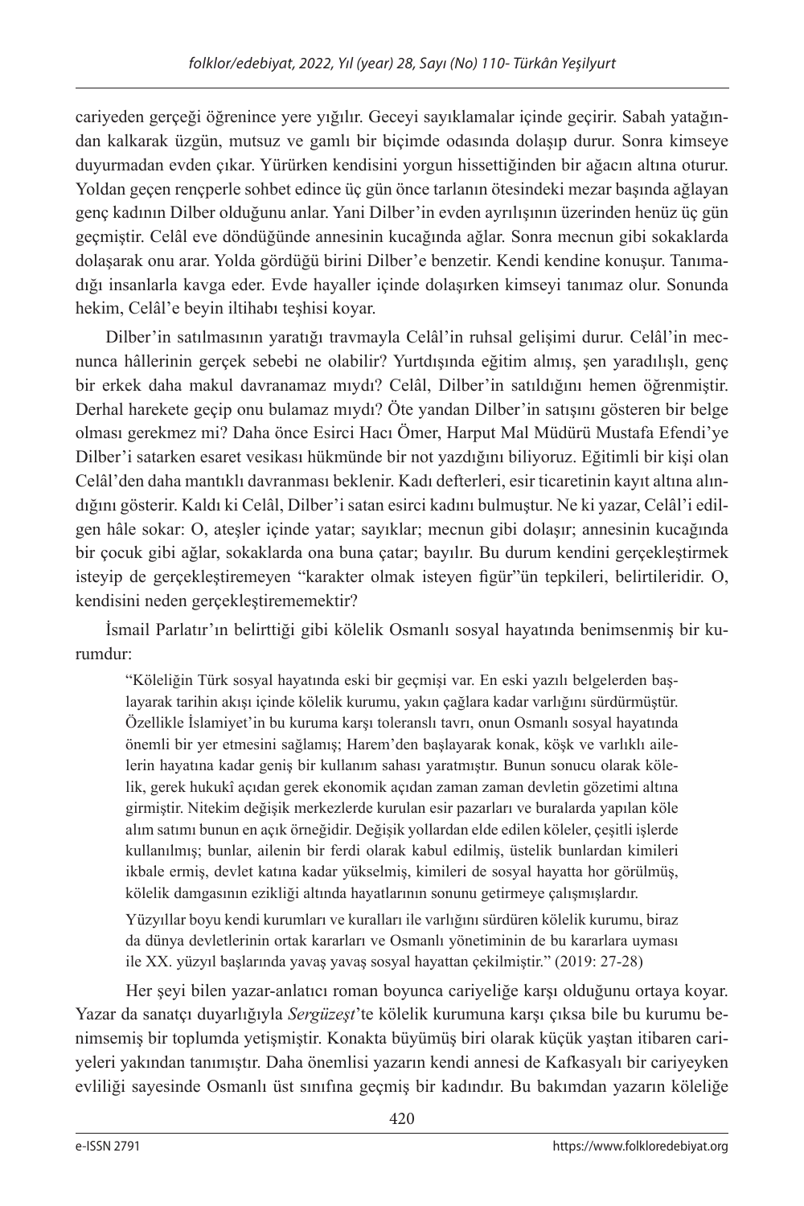cariyeden gerçeği öğrenince yere yığılır. Geceyi sayıklamalar içinde geçirir. Sabah yatağından kalkarak üzgün, mutsuz ve gamlı bir biçimde odasında dolaşıp durur. Sonra kimseye duyurmadan evden çıkar. Yürürken kendisini yorgun hissettiğinden bir ağacın altına oturur. Yoldan geçen rençperle sohbet edince üç gün önce tarlanın ötesindeki mezar başında ağlayan genç kadının Dilber olduğunu anlar. Yani Dilber'in evden ayrılışının üzerinden henüz üç gün geçmiştir. Celâl eve döndüğünde annesinin kucağında ağlar. Sonra mecnun gibi sokaklarda dolaşarak onu arar. Yolda gördüğü birini Dilber'e benzetir. Kendi kendine konuşur. Tanımadığı insanlarla kavga eder. Evde hayaller içinde dolaşırken kimseyi tanımaz olur. Sonunda hekim, Celâl'e beyin iltihabı teşhisi koyar.

Dilber'in satılmasının yarattığı travmayla Celâl'in ruhsal gelişimi durur. Celâl'in mecnunca hâllerinin gerçek sebebi ne olabilir? Yurtdışında eğitim almış, şen yaradılışlı, genç bir erkek daha makul davranamaz mıydı? Celâl, Dilber'in satıldığını hemen öğrenmiştir. Derhal harekete geçip onu bulamaz mıydı? Öte yandan Dilber'in satışını gösteren bir belge olması gerekmez mi? Daha önce Esirci Hacı Ömer, Harput Mal Müdürü Mustafa Efendi'ye Dilber'i satarken esaret vesikası hükmünde bir not yazdığını biliyoruz. Eğitimli bir kişi olan Celâl'den daha mantıklı davranması beklenir. Kadı defterleri, esir ticaretinin kayıt altına alındığını gösterir. Kaldı ki Celâl, Dilber'i satan esirci kadını bulmuştur. Ne ki yazar, Celâl'i edilgen hâle sokar: O, ateşler içinde yatar; sayıklar; mecnun gibi dolaşır; annesinin kucağında bir çocuk gibi ağlar, sokaklarda ona buna çatar; bayılır. Bu durum kendini gerçekleştirmek isteyip de gerçekleştiremeyen "karakter olmak isteyen figür"ün tepkileri, belirtileridir. O, kendisini neden gerçekleştirememektir?

İsmail Parlatır'ın belirttiği gibi kölelik Osmanlı sosyal hayatında benimsenmiş bir kurumdur:

> "Köleliğin Türk sosyal hayatında eski bir geçmişi var. En eski yazılı belgelerden başlayarak tarihin akışı içinde kölelik kurumu, yakın çağlara kadar varlığını sürdürmüştür. Özellikle İslamiyet'in bu kuruma karşı toleranslı tavrı, onun Osmanlı sosyal hayatında önemli bir yer etmesini sağlamış; Harem'den başlayarak konak, köşk ve varlıklı ailelerin hayatına kadar geniş bir kullanım sahası yaratmıştır. Bunun sonucu olarak kölelik, gerek hukukî açıdan gerek ekonomik açıdan zaman zaman devletin gözetimi altına girmiştir. Nitekim değişik merkezlerde kurulan esir pazarları ve buralarda yapılan köle alım satımı bunun en açık örneğidir. Değişik yollardan elde edilen köleler, çeşitli işlerde kullanılmış; bunlar, ailenin bir ferdi olarak kabul edilmiş, üstelik bunlardan kimileri ikbale ermiş, devlet katına kadar yükselmiş, kimileri de sosyal hayatta hor görülmüş, kölelik damgasının ezikliği altında hayatlarının sonunu getirmeye çalışmışlardır.
>
> Yüzyıllar boyu kendi kurumları ve kuralları ile varlığını sürdüren kölelik kurumu, biraz da dünya devletlerinin ortak kararları ve Osmanlı yönetiminin de bu kararlara uyması ile XX. yüzyıl başlarında yavaş yavaş sosyal hayattan çekilmiştir." (2019: 27-28)

Her şeyi bilen yazar-anlatıcı roman boyunca cariyeliğe karşı olduğunu ortaya koyar. Yazar da sanatçı duyarlığıyla *Sergüzeşt*'te kölelik kurumuna karşı çıksa bile bu kurumu benimsemiş bir toplumda yetişmiştir. Konakta büyümüş biri olarak küçük yaştan itibaren cariyeleri yakından tanımıştır. Daha önemlisi yazarın kendi annesi de Kafkasyalı bir cariyeyken evliliği sayesinde Osmanlı üst sınıfına geçmiş bir kadındır. Bu bakımdan yazarın köleliğe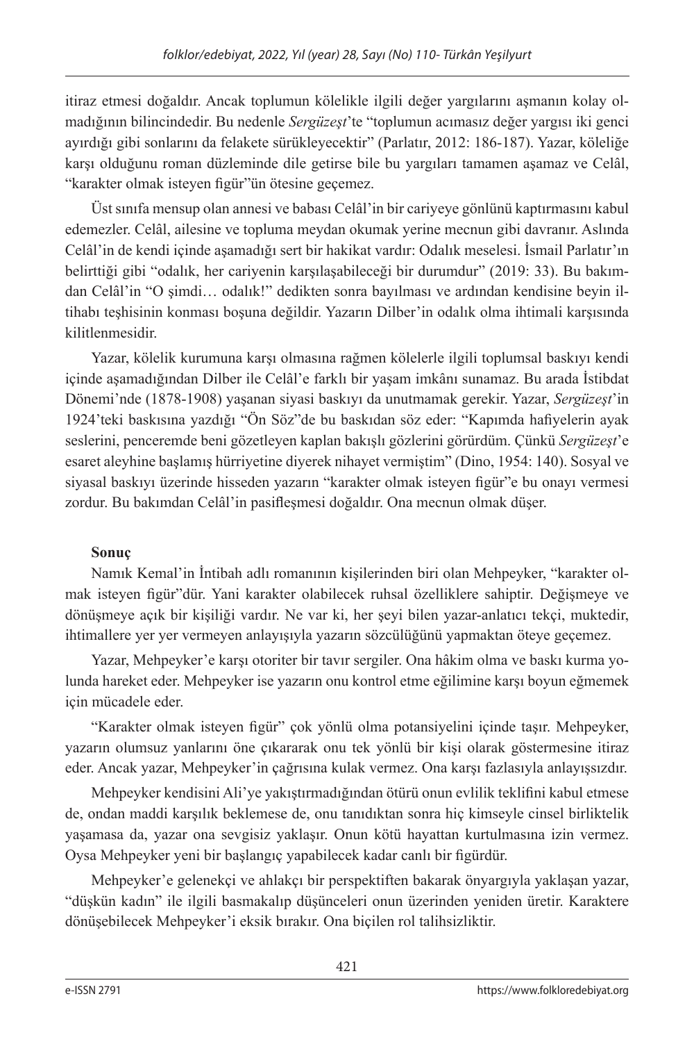itiraz etmesi doğaldır. Ancak toplumun kölelikle ilgili değer yargılarını aşmanın kolay olmadığının bilincindedir. Bu nedenle *Sergüzeşt*'te "toplumun acımasız değer yargısı iki genci ayırdığı gibi sonlarını da felakete sürükleyecektir" (Parlatır, 2012: 186-187). Yazar, köleliğe karşı olduğunu roman düzleminde dile getirse bile bu yargıları tamamen aşamaz ve Celâl, "karakter olmak isteyen figür"ün ötesine geçemez.

Üst sınıfa mensup olan annesi ve babası Celâl'in bir cariyeye gönlünü kaptırmasını kabul edemezler. Celâl, ailesine ve topluma meydan okumak yerine mecnun gibi davranır. Aslında Celâl'in de kendi içinde aşamadığı sert bir hakikat vardır: Odalık meselesi. İsmail Parlatır'ın belirttiği gibi "odalık, her cariyenin karşılaşabileceği bir durumdur" (2019: 33). Bu bakımdan Celâl'in "O şimdi… odalık!" dedikten sonra bayılması ve ardından kendisine beyin iltihabı teşhisinin konması boşuna değildir. Yazarın Dilber'in odalık olma ihtimali karşısında kilitlenmesidir.

Yazar, kölelik kurumuna karşı olmasına rağmen kölelerle ilgili toplumsal baskıyı kendi içinde aşamadığından Dilber ile Celâl'e farklı bir yaşam imkânı sunamaz. Bu arada İstibdat Dönemi'nde (1878-1908) yaşanan siyasi baskıyı da unutmamak gerekir. Yazar, *Sergüzeşt*'in 1924'teki baskısına yazdığı "Ön Söz"de bu baskıdan söz eder: "Kapımda hafiyelerin ayak seslerini, penceremde beni gözetleyen kaplan bakışlı gözlerini görürdüm. Çünkü *Sergüzeşt*'e esaret aleyhine başlamış hürriyetine diyerek nihayet vermiştim" (Dino, 1954: 140). Sosyal ve siyasal baskıyı üzerinde hisseden yazarın "karakter olmak isteyen figür"e bu onayı vermesi zordur. Bu bakımdan Celâl'in pasifleşmesi doğaldır. Ona mecnun olmak düşer.

**Sonuç**

Namık Kemal'in İntibah adlı romanının kişilerinden biri olan Mehpeyker, "karakter olmak isteyen figür"dür. Yani karakter olabilecek ruhsal özelliklere sahiptir. Değişmeye ve dönüşmeye açık bir kişiliği vardır. Ne var ki, her şeyi bilen yazar-anlatıcı tekçi, muktedir, ihtimallere yer yer vermeyen anlayışıyla yazarın sözcülüğünü yapmaktan öteye geçemez.

Yazar, Mehpeyker'e karşı otoriter bir tavır sergiler. Ona hâkim olma ve baskı kurma yolunda hareket eder. Mehpeyker ise yazarın onu kontrol etme eğilimine karşı boyun eğmemek için mücadele eder.

"Karakter olmak isteyen figür" çok yönlü olma potansiyelini içinde taşır. Mehpeyker, yazarın olumsuz yanlarını öne çıkararak onu tek yönlü bir kişi olarak göstermesine itiraz eder. Ancak yazar, Mehpeyker'in çağrısına kulak vermez. Ona karşı fazlasıyla anlayışsızdır.

Mehpeyker kendisini Ali'ye yakıştırmadığından ötürü onun evlilik teklifini kabul etmese de, ondan maddi karşılık beklemese de, onu tanıdıktan sonra hiç kimseyle cinsel birliktelik yaşamasa da, yazar ona sevgisiz yaklaşır. Onun kötü hayattan kurtulmasına izin vermez. Oysa Mehpeyker yeni bir başlangıç yapabilecek kadar canlı bir figürdür.

Mehpeyker'e gelenekçi ve ahlakçı bir perspektiften bakarak önyargıyla yaklaşan yazar, "düşkün kadın" ile ilgili basmakalıp düşünceleri onun üzerinden yeniden üretir. Karaktere dönüşebilecek Mehpeyker'i eksik bırakır. Ona biçilen rol talihsizliktir.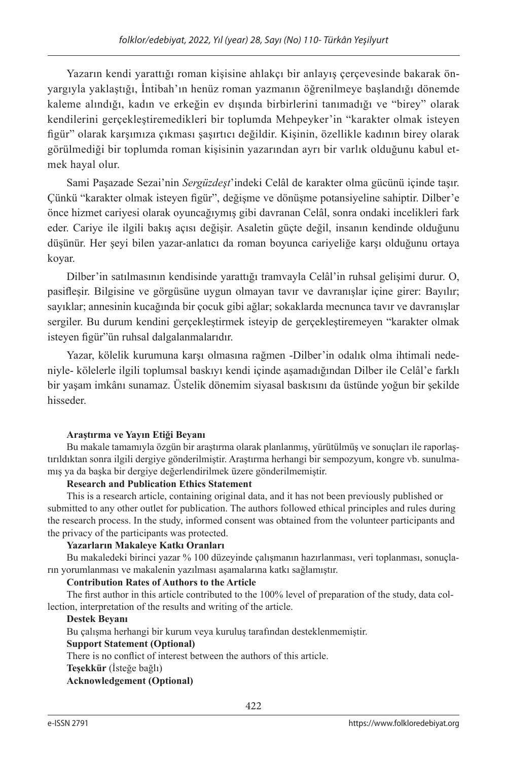Yazarın kendi yarattığı roman kişisine ahlakçı bir anlayış çerçevesinde bakarak ön-yargıyla yaklaştığı, İntibah'ın henüz roman yazmanın öğrenilmeye başlandığı dönemde kaleme alındığı, kadın ve erkeğin ev dışında birbirlerini tanımadığı ve "birey" olarak kendilerini gerçekleştiremedikleri bir toplumda Mehpeyker'in "karakter olmak isteyen figür" olarak karşımıza çıkması şaşırtıcı değildir. Kişinin, özellikle kadının birey olarak görülmediği bir toplumda roman kişisinin yazarından ayrı bir varlık olduğunu kabul etmek hayal olur.

Sami Paşazade Sezai'nin *Sergüzdeşt*'indeki Celâl de karakter olma gücünü içinde taşır. Çünkü "karakter olmak isteyen figür", değişme ve dönüşme potansiyeline sahiptir. Dilber'e önce hizmet cariyesi olarak oyuncağıymış gibi davranan Celâl, sonra ondaki incelikleri fark eder. Cariye ile ilgili bakış açısı değişir. Asaletin güçte değil, insanın kendinde olduğunu düşünür. Her şeyi bilen yazar-anlatıcı da roman boyunca cariyeliğe karşı olduğunu ortaya koyar.

Dilber'in satılmasının kendisinde yarattığı tramvayla Celâl'in ruhsal gelişimi durur. O, pasifleşir. Bilgisine ve görgüsüne uygun olmayan tavır ve davranışlar içine girer: Bayılır; sayıklar; annesinin kucağında bir çocuk gibi ağlar; sokaklarda mecnunca tavır ve davranışlar sergiler. Bu durum kendini gerçekleştirmek isteyip de gerçekleştiremeyen "karakter olmak isteyen figür"ün ruhsal dalgalanmalarıdır.

Yazar, kölelik kurumuna karşı olmasına rağmen -Dilber'in odalık olma ihtimali nedeniyle- kölelerle ilgili toplumsal baskıyı kendi içinde aşamadığından Dilber ile Celâl'e farklı bir yaşam imkânı sunamaz. Üstelik dönemim siyasal baskısını da üstünde yoğun bir şekilde hisseder.

**Araştırma ve Yayın Etiği Beyanı**

Bu makale tamamıyla özgün bir araştırma olarak planlanmış, yürütülmüş ve sonuçları ile raporlaştırıldıktan sonra ilgili dergiye gönderilmiştir. Araştırma herhangi bir sempozyum, kongre vb. sunulmamış ya da başka bir dergiye değerlendirilmek üzere gönderilmemiştir.

**Research and Publication Ethics Statement**

This is a research article, containing original data, and it has not been previously published or submitted to any other outlet for publication. The authors followed ethical principles and rules during the research process. In the study, informed consent was obtained from the volunteer participants and the privacy of the participants was protected.

**Yazarların Makaleye Katkı Oranları**

Bu makaledeki birinci yazar % 100 düzeyinde çalışmanın hazırlanması, veri toplanması, sonuçların yorumlanması ve makalenin yazılması aşamalarına katkı sağlamıştır.

**Contribution Rates of Authors to the Article**

The first author in this article contributed to the 100% level of preparation of the study, data collection, interpretation of the results and writing of the article.

**Destek Beyanı**

Bu çalışma herhangi bir kurum veya kuruluş tarafından desteklenmemiştir.

**Support Statement (Optional)**

There is no conflict of interest between the authors of this article.

**Teşekkür** (İsteğe bağlı)

**Acknowledgement (Optional)**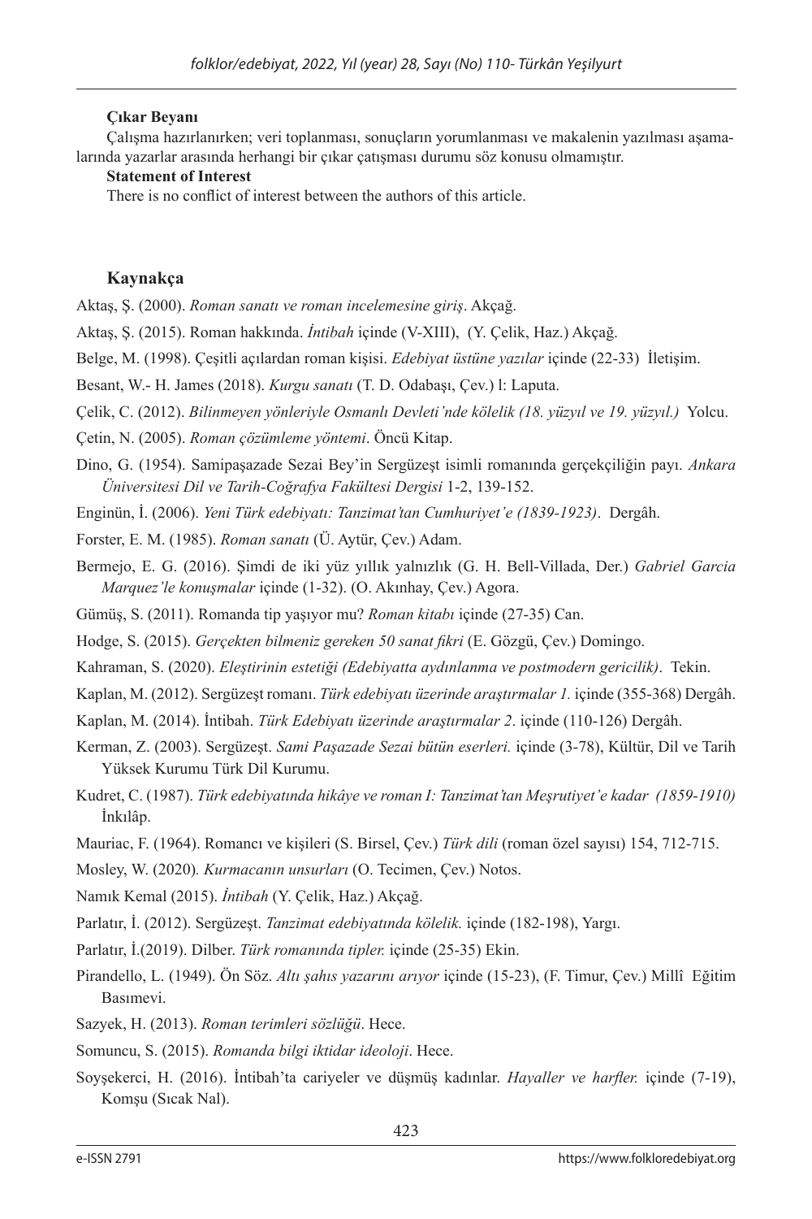**Çıkar Beyanı**

Çalışma hazırlanırken; veri toplanması, sonuçların yorumlanması ve makalenin yazılması aşamalarında yazarlar arasında herhangi bir çıkar çatışması durumu söz konusu olmamıştır.

**Statement of Interest**

There is no conflict of interest between the authors of this article.

## Kaynakça

Aktaş, Ş. (2000). *Roman sanatı ve roman incelemesine giriş*. Akçağ.

Aktaş, Ş. (2015). Roman hakkında. *İntibah* içinde (V-XIII), (Y. Çelik, Haz.) Akçağ.

Belge, M. (1998). Çeşitli açılardan roman kişisi. *Edebiyat üstüne yazılar* içinde (22-33) İletişim.

Besant, W.- H. James (2018). *Kurgu sanatı* (T. D. Odabaşı, Çev.) l: Laputa.

Çelik, C. (2012). *Bilinmeyen yönleriyle Osmanlı Devleti'nde kölelik (18. yüzyıl ve 19. yüzyıl.)* Yolcu.

Çetin, N. (2005). *Roman çözümleme yöntemi*. Öncü Kitap.

Dino, G. (1954). Samipaşazade Sezai Bey'in Sergüzeşt isimli romanında gerçekçiliğin payı. *Ankara Üniversitesi Dil ve Tarih-Coğrafya Fakültesi Dergisi* 1-2, 139-152.

Enginün, İ. (2006). *Yeni Türk edebiyatı: Tanzimat'tan Cumhuriyet'e (1839-1923)*. Dergâh.

Forster, E. M. (1985). *Roman sanatı* (Ü. Aytür, Çev.) Adam.

Bermejo, E. G. (2016). Şimdi de iki yüz yıllık yalnızlık (G. H. Bell-Villada, Der.) *Gabriel Garcia Marquez'le konuşmalar* içinde (1-32). (O. Akınhay, Çev.) Agora.

Gümüş, S. (2011). Romanda tip yaşıyor mu? *Roman kitabı* içinde (27-35) Can.

Hodge, S. (2015). *Gerçekten bilmeniz gereken 50 sanat fikri* (E. Gözgü, Çev.) Domingo.

Kahraman, S. (2020). *Eleştirinin estetiği (Edebiyatta aydınlanma ve postmodern gericilik)*. Tekin.

Kaplan, M. (2012). Sergüzeşt romanı. *Türk edebiyatı üzerinde araştırmalar 1.* içinde (355-368) Dergâh.

Kaplan, M. (2014). İntibah. *Türk Edebiyatı üzerinde araştırmalar 2*. içinde (110-126) Dergâh.

Kerman, Z. (2003). Sergüzeşt. *Sami Paşazade Sezai bütün eserleri.* içinde (3-78), Kültür, Dil ve Tarih Yüksek Kurumu Türk Dil Kurumu.

Kudret, C. (1987). *Türk edebiyatında hikâye ve roman I: Tanzimat'tan Meşrutiyet'e kadar (1859-1910)* İnkılâp.

Mauriac, F. (1964). Romancı ve kişileri (S. Birsel, Çev.) *Türk dili* (roman özel sayısı) 154, 712-715.

Mosley, W. (2020). *Kurmacanın unsurları* (O. Tecimen, Çev.) Notos.

Namık Kemal (2015). *İntibah* (Y. Çelik, Haz.) Akçağ.

Parlatır, İ. (2012). Sergüzeşt. *Tanzimat edebiyatında kölelik.* içinde (182-198), Yargı.

Parlatır, İ.(2019). Dilber. *Türk romanında tipler.* içinde (25-35) Ekin.

Pirandello, L. (1949). Ön Söz. *Altı şahıs yazarını arıyor* içinde (15-23), (F. Timur, Çev.) Millî Eğitim Basımevi.

Sazyek, H. (2013). *Roman terimleri sözlüğü*. Hece.

Somuncu, S. (2015). *Romanda bilgi iktidar ideoloji*. Hece.

Soyşekerci, H. (2016). İntibah'ta cariyeler ve düşmüş kadınlar. *Hayaller ve harfler.* içinde (7-19), Komşu (Sıcak Nal).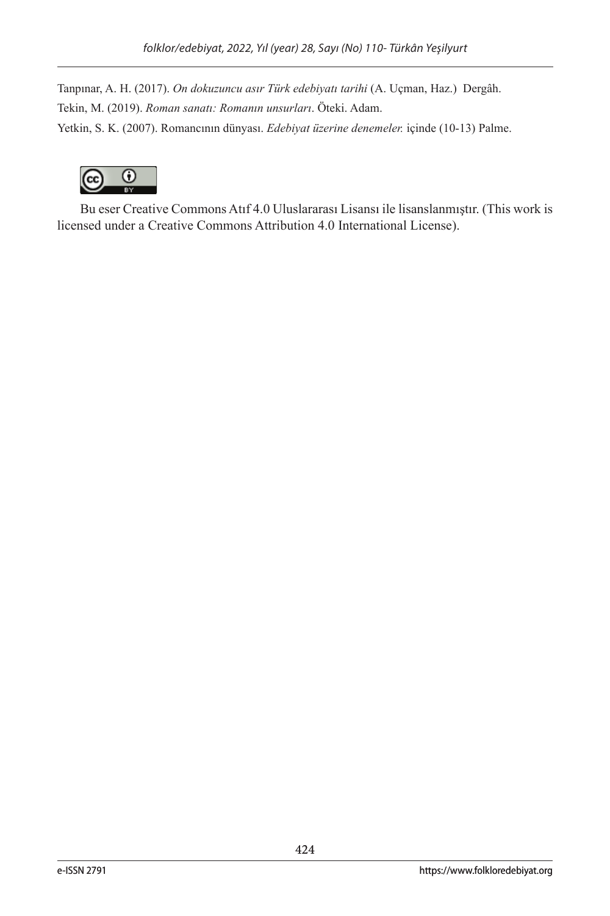Tanpınar, A. H. (2017). *On dokuzuncu asır Türk edebiyatı tarihi* (A. Uçman, Haz.) Dergâh.

Tekin, M. (2019). *Roman sanatı: Romanın unsurları*. Öteki. Adam.

Yetkin, S. K. (2007). Romancının dünyası. *Edebiyat üzerine denemeler.* içinde (10-13) Palme.

Bu eser Creative Commons Atıf 4.0 Uluslararası Lisansı ile lisanslanmıştır. (This work is licensed under a Creative Commons Attribution 4.0 International License).